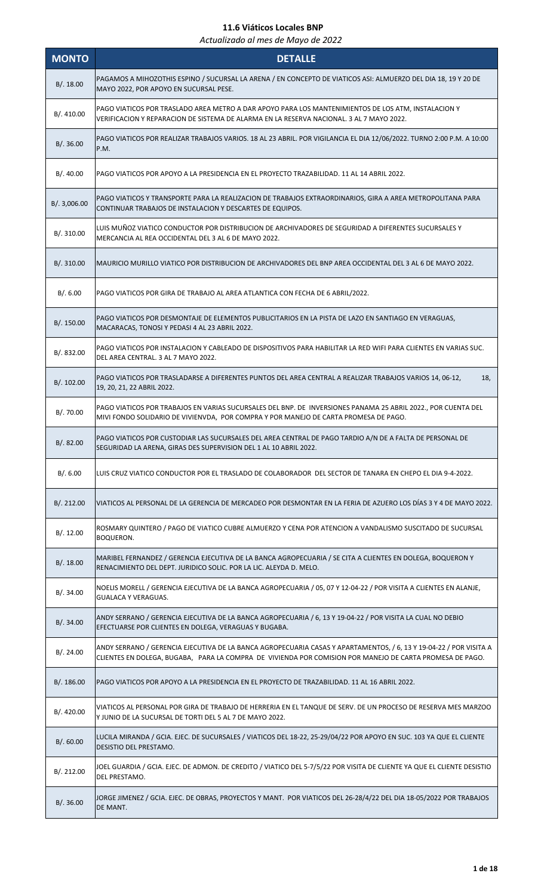# 11.6 Viáticos Locales BNP

*Actualizado al mes de Mayo de 2022*

| MONTO | DETALLE |
|---|---|
| B/. 18.00 | PAGAMOS A MIHOZOTHIS ESPINO / SUCURSAL LA ARENA / EN CONCEPTO DE VIATICOS ASI: ALMUERZO DEL DIA 18, 19 Y 20 DE MAYO 2022, POR APOYO EN SUCURSAL PESE. |
| B/. 410.00 | PAGO VIATICOS POR TRASLADO AREA METRO A DAR APOYO PARA LOS MANTENIMIENTOS DE LOS ATM, INSTALACION Y VERIFICACION Y REPARACION DE SISTEMA DE ALARMA EN LA RESERVA NACIONAL. 3 AL 7 MAYO 2022. |
| B/. 36.00 | PAGO VIATICOS POR REALIZAR TRABAJOS VARIOS. 18 AL 23 ABRIL. POR VIGILANCIA EL DIA 12/06/2022. TURNO 2:00 P.M. A 10:00 P.M. |
| B/. 40.00 | PAGO VIATICOS POR APOYO A LA PRESIDENCIA EN EL PROYECTO TRAZABILIDAD. 11 AL 14 ABRIL 2022. |
| B/. 3,006.00 | PAGO VIATICOS Y TRANSPORTE PARA LA REALIZACION DE TRABAJOS EXTRAORDINARIOS, GIRA A AREA METROPOLITANA PARA CONTINUAR TRABAJOS DE INSTALACION Y DESCARTES DE EQUIPOS. |
| B/. 310.00 | LUIS MUÑOZ VIATICO CONDUCTOR POR DISTRIBUCION DE ARCHIVADORES DE SEGURIDAD A DIFERENTES SUCURSALES Y MERCANCIA AL REA OCCIDENTAL DEL 3 AL 6 DE MAYO 2022. |
| B/. 310.00 | MAURICIO MURILLO VIATICO POR DISTRIBUCION DE ARCHIVADORES DEL BNP AREA OCCIDENTAL DEL 3 AL 6 DE MAYO 2022. |
| B/. 6.00 | PAGO VIATICOS POR GIRA DE TRABAJO AL AREA ATLANTICA CON FECHA DE 6 ABRIL/2022. |
| B/. 150.00 | PAGO VIATICOS POR DESMONTAJE DE ELEMENTOS PUBLICITARIOS EN LA PISTA DE LAZO EN SANTIAGO EN VERAGUAS, MACARACAS, TONOSI Y PEDASI 4 AL 23 ABRIL 2022. |
| B/. 832.00 | PAGO VIATICOS POR INSTALACION Y CABLEADO DE DISPOSITIVOS PARA HABILITAR LA RED WIFI PARA CLIENTES EN VARIAS SUC. DEL AREA CENTRAL. 3 AL 7 MAYO 2022. |
| B/. 102.00 | PAGO VIATICOS POR TRASLADARSE A DIFERENTES PUNTOS DEL AREA CENTRAL A REALIZAR TRABAJOS VARIOS 14, 06-12, 18, 19, 20, 21, 22 ABRIL 2022. |
| B/. 70.00 | PAGO VIATICOS POR TRABAJOS EN VARIAS SUCURSALES DEL BNP. DE INVERSIONES PANAMA 25 ABRIL 2022., POR CUENTA DEL MIVI FONDO SOLIDARIO DE VIVIENVDA, POR COMPRA Y POR MANEJO DE CARTA PROMESA DE PAGO. |
| B/. 82.00 | PAGO VIATICOS POR CUSTODIAR LAS SUCURSALES DEL AREA CENTRAL DE PAGO TARDIO A/N DE A FALTA DE PERSONAL DE SEGURIDAD LA ARENA, GIRAS DES SUPERVISION DEL 1 AL 10 ABRIL 2022. |
| B/. 6.00 | LUIS CRUZ VIATICO CONDUCTOR POR EL TRASLADO DE COLABORADOR DEL SECTOR DE TANARA EN CHEPO EL DIA 9-4-2022. |
| B/. 212.00 | VIATICOS AL PERSONAL DE LA GERENCIA DE MERCADEO POR DESMONTAR EN LA FERIA DE AZUERO LOS DÍAS 3 Y 4 DE MAYO 2022. |
| B/. 12.00 | ROSMARY QUINTERO / PAGO DE VIATICO CUBRE ALMUERZO Y CENA POR ATENCION A VANDALISMO SUSCITADO DE SUCURSAL BOQUERON. |
| B/. 18.00 | MARIBEL FERNANDEZ / GERENCIA EJECUTIVA DE LA BANCA AGROPECUARIA / SE CITA A CLIENTES EN DOLEGA, BOQUERON Y RENACIMIENTO DEL DEPT. JURIDICO SOLIC. POR LA LIC. ALEYDA D. MELO. |
| B/. 34.00 | NOELIS MORELL / GERENCIA EJECUTIVA DE LA BANCA AGROPECUARIA / 05, 07 Y 12-04-22 / POR VISITA A CLIENTES EN ALANJE, GUALACA Y VERAGUAS. |
| B/. 34.00 | ANDY SERRANO / GERENCIA EJECUTIVA DE LA BANCA AGROPECUARIA / 6, 13 Y 19-04-22 / POR VISITA LA CUAL NO DEBIO EFECTUARSE POR CLIENTES EN DOLEGA, VERAGUAS Y BUGABA. |
| B/. 24.00 | ANDY SERRANO / GERENCIA EJECUTIVA DE LA BANCA AGROPECUARIA CASAS Y APARTAMENTOS, / 6, 13 Y 19-04-22 / POR VISITA A CLIENTES EN DOLEGA, BUGABA, PARA LA COMPRA DE VIVIENDA POR COMISION POR MANEJO DE CARTA PROMESA DE PAGO. |
| B/. 186.00 | PAGO VIATICOS POR APOYO A LA PRESIDENCIA EN EL PROYECTO DE TRAZABILIDAD. 11 AL 16 ABRIL 2022. |
| B/. 420.00 | VIATICOS AL PERSONAL POR GIRA DE TRABAJO DE HERRERIA EN EL TANQUE DE SERV. DE UN PROCESO DE RESERVA MES MARZOO Y JUNIO DE LA SUCURSAL DE TORTI DEL 5 AL 7 DE MAYO 2022. |
| B/. 60.00 | LUCILA MIRANDA / GCIA. EJEC. DE SUCURSALES / VIATICOS DEL 18-22, 25-29/04/22 POR APOYO EN SUC. 103 YA QUE EL CLIENTE DESISTIO DEL PRESTAMO. |
| B/. 212.00 | JOEL GUARDIA / GCIA. EJEC. DE ADMON. DE CREDITO / VIATICO DEL 5-7/5/22 POR VISITA DE CLIENTE YA QUE EL CLIENTE DESISTIO DEL PRESTAMO. |
| B/. 36.00 | JORGE JIMENEZ / GCIA. EJEC. DE OBRAS, PROYECTOS Y MANT. POR VIATICOS DEL 26-28/4/22 DEL DIA 18-05/2022 POR TRABAJOS DE MANT. |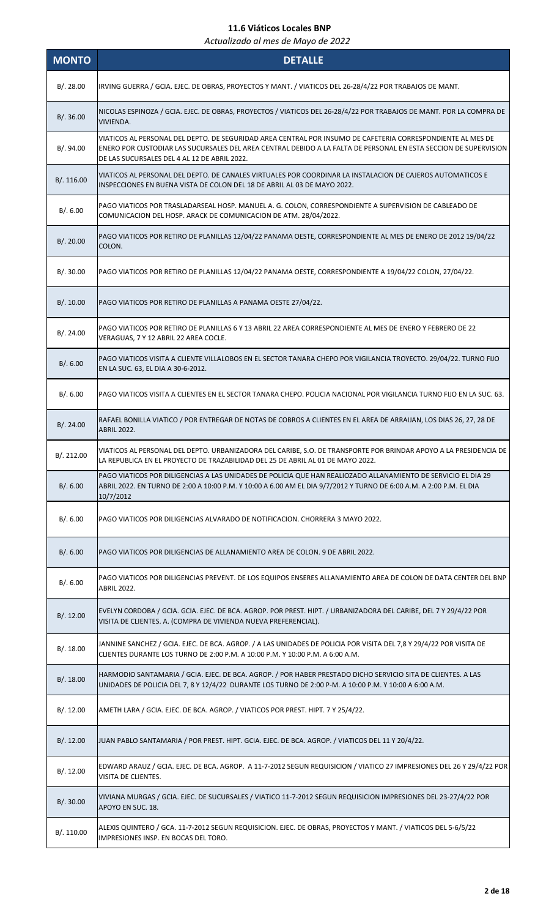# 11.6 Viáticos Locales BNP

*Actualizado al mes de Mayo de 2022*

| MONTO | DETALLE |
|---|---|
| B/. 28.00 | IRVING GUERRA / GCIA. EJEC. DE OBRAS, PROYECTOS Y MANT. / VIATICOS DEL 26-28/4/22 POR TRABAJOS DE MANT. |
| B/. 36.00 | NICOLAS ESPINOZA / GCIA. EJEC. DE OBRAS, PROYECTOS / VIATICOS DEL 26-28/4/22 POR TRABAJOS DE MANT. POR LA COMPRA DE VIVIENDA. |
| B/. 94.00 | VIATICOS AL PERSONAL DEL DEPTO. DE SEGURIDAD AREA CENTRAL POR INSUMO DE CAFETERIA CORRESPONDIENTE AL MES DE ENERO POR CUSTODIAR LAS SUCURSALES DEL AREA CENTRAL DEBIDO A LA FALTA DE PERSONAL EN ESTA SECCION DE SUPERVISION DE LAS SUCURSALES DEL 4 AL 12 DE ABRIL 2022. |
| B/. 116.00 | VIATICOS AL PERSONAL DEL DEPTO. DE CANALES VIRTUALES POR COORDINAR LA INSTALACION DE CAJEROS AUTOMATICOS E INSPECCIONES EN BUENA VISTA DE COLON DEL 18 DE ABRIL AL 03 DE MAYO 2022. |
| B/. 6.00 | PAGO VIATICOS POR TRASLADARSEAL HOSP. MANUEL A. G. COLON, CORRESPONDIENTE A SUPERVISION DE CABLEADO DE COMUNICACION DEL HOSP. ARACK DE COMUNICACION DE ATM. 28/04/2022. |
| B/. 20.00 | PAGO VIATICOS POR RETIRO DE PLANILLAS 12/04/22 PANAMA OESTE, CORRESPONDIENTE AL MES DE ENERO DE 2012 19/04/22 COLON. |
| B/. 30.00 | PAGO VIATICOS POR RETIRO DE PLANILLAS 12/04/22 PANAMA OESTE, CORRESPONDIENTE A 19/04/22 COLON, 27/04/22. |
| B/. 10.00 | PAGO VIATICOS POR RETIRO DE PLANILLAS A PANAMA OESTE 27/04/22. |
| B/. 24.00 | PAGO VIATICOS POR RETIRO DE PLANILLAS 6 Y 13 ABRIL 22 AREA CORRESPONDIENTE AL MES DE ENERO Y FEBRERO DE 22 VERAGUAS, 7 Y 12 ABRIL 22 AREA COCLE. |
| B/. 6.00 | PAGO VIATICOS VISITA A CLIENTE VILLALOBOS EN EL SECTOR TANARA CHEPO POR VIGILANCIA TROYECTO. 29/04/22. TURNO FIJO EN LA SUC. 63, EL DIA A 30-6-2012. |
| B/. 6.00 | PAGO VIATICOS VISITA A CLIENTES EN EL SECTOR TANARA CHEPO. POLICIA NACIONAL POR VIGILANCIA TURNO FIJO EN LA SUC. 63. |
| B/. 24.00 | RAFAEL BONILLA VIATICO / POR ENTREGAR DE NOTAS DE COBROS A CLIENTES EN EL AREA DE ARRAIJAN, LOS DIAS 26, 27, 28 DE ABRIL 2022. |
| B/. 212.00 | VIATICOS AL PERSONAL DEL DEPTO. URBANIZADORA DEL CARIBE, S.O. DE TRANSPORTE POR BRINDAR APOYO A LA PRESIDENCIA DE LA REPUBLICA EN EL PROYECTO DE TRAZABILIDAD DEL 25 DE ABRIL AL 01 DE MAYO 2022. |
| B/. 6.00 | PAGO VIATICOS POR DILIGENCIAS A LAS UNIDADES DE POLICIA QUE HAN REALIOZADO ALLANAMIENTO DE SERVICIO EL DIA 29 ABRIL 2022. EN TURNO DE 2:00 A 10:00 P.M. Y 10:00 A 6.00 AM EL DIA 9/7/2012 Y TURNO DE 6:00 A.M. A 2:00 P.M. EL DIA 10/7/2012 |
| B/. 6.00 | PAGO VIATICOS POR DILIGENCIAS ALVARADO DE NOTIFICACION. CHORRERA 3 MAYO 2022. |
| B/. 6.00 | PAGO VIATICOS POR DILIGENCIAS DE ALLANAMIENTO AREA DE COLON. 9 DE ABRIL 2022. |
| B/. 6.00 | PAGO VIATICOS POR DILIGENCIAS PREVENT. DE LOS EQUIPOS ENSERES ALLANAMIENTO AREA DE COLON DE DATA CENTER DEL BNP ABRIL 2022. |
| B/. 12.00 | EVELYN CORDOBA / GCIA. GCIA. EJEC. DE BCA. AGROP. POR PREST. HIPT. / URBANIZADORA DEL CARIBE, DEL 7 Y 29/4/22 POR VISITA DE CLIENTES. A. (COMPRA DE VIVIENDA NUEVA PREFERENCIAL). |
| B/. 18.00 | JANNINE SANCHEZ / GCIA. EJEC. DE BCA. AGROP. / A LAS UNIDADES DE POLICIA POR VISITA DEL 7,8 Y 29/4/22 POR VISITA DE CLIENTES DURANTE LOS TURNO DE 2:00 P.M. A 10:00 P.M. Y 10:00 P.M. A 6:00 A.M. |
| B/. 18.00 | HARMODIO SANTAMARIA / GCIA. EJEC. DE BCA. AGROP. / POR HABER PRESTADO DICHO SERVICIO SITA DE CLIENTES. A LAS UNIDADES DE POLICIA DEL 7, 8 Y 12/4/22 DURANTE LOS TURNO DE 2:00 P-M. A 10:00 P.M. Y 10:00 A 6:00 A.M. |
| B/. 12.00 | AMETH LARA / GCIA. EJEC. DE BCA. AGROP. / VIATICOS POR PREST. HIPT. 7 Y 25/4/22. |
| B/. 12.00 | JUAN PABLO SANTAMARIA / POR PREST. HIPT. GCIA. EJEC. DE BCA. AGROP. / VIATICOS DEL 11 Y 20/4/22. |
| B/. 12.00 | EDWARD ARAUZ / GCIA. EJEC. DE BCA. AGROP. A 11-7-2012 SEGUN REQUISICION / VIATICO 27 IMPRESIONES DEL 26 Y 29/4/22 POR VISITA DE CLIENTES. |
| B/. 30.00 | VIVIANA MURGAS / GCIA. EJEC. DE SUCURSALES / VIATICO 11-7-2012 SEGUN REQUISICION IMPRESIONES DEL 23-27/4/22 POR APOYO EN SUC. 18. |
| B/. 110.00 | ALEXIS QUINTERO / GCA. 11-7-2012 SEGUN REQUISICION. EJEC. DE OBRAS, PROYECTOS Y MANT. / VIATICOS DEL 5-6/5/22 IMPRESIONES INSP. EN BOCAS DEL TORO. |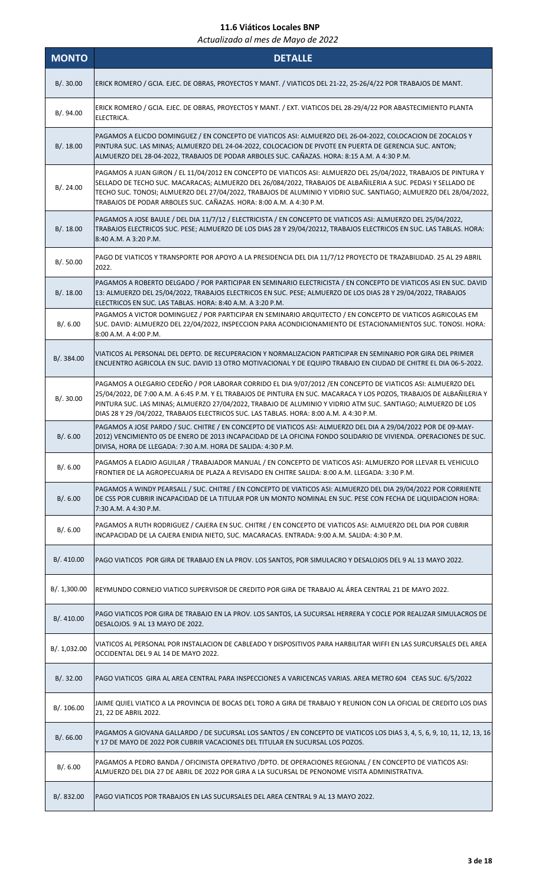# 11.6 Viáticos Locales BNP

*Actualizado al mes de Mayo de 2022*

| MONTO | DETALLE |
|---|---|
| B/. 30.00 | ERICK ROMERO / GCIA. EJEC. DE OBRAS, PROYECTOS Y MANT. / VIATICOS DEL 21-22, 25-26/4/22 POR TRABAJOS DE MANT. |
| B/. 94.00 | ERICK ROMERO / GCIA. EJEC. DE OBRAS, PROYECTOS Y MANT. / EXT. VIATICOS DEL 28-29/4/22 POR ABASTECIMIENTO PLANTA ELECTRICA. |
| B/. 18.00 | PAGAMOS A ELICDO DOMINGUEZ / EN CONCEPTO DE VIATICOS ASI: ALMUERZO DEL 26-04-2022, COLOCACION DE ZOCALOS Y PINTURA SUC. LAS MINAS; ALMUERZO DEL 24-04-2022, COLOCACION DE PIVOTE EN PUERTA DE GERENCIA SUC. ANTON; ALMUERZO DEL 28-04-2022, TRABAJOS DE PODAR ARBOLES SUC. CAÑAZAS. HORA: 8:15 A.M. A 4:30 P.M. |
| B/. 24.00 | PAGAMOS A JUAN GIRON / EL 11/04/2012 EN CONCEPTO DE VIATICOS ASI: ALMUERZO DEL 25/04/2022, TRABAJOS DE PINTURA Y SELLADO DE TECHO SUC. MACARACAS; ALMUERZO DEL 26/084/2022, TRABAJOS DE ALBAÑILERIA A SUC. PEDASI Y SELLADO DE TECHO SUC. TONOSI; ALMUERZO DEL 27/04/2022, TRABAJOS DE ALUMINIO Y VIDRIO SUC. SANTIAGO; ALMUERZO DEL 28/04/2022, TRABAJOS DE PODAR ARBOLES SUC. CAÑAZAS. HORA: 8:00 A.M. A 4:30 P.M. |
| B/. 18.00 | PAGAMOS A JOSE BAULE / DEL DIA 11/7/12 / ELECTRICISTA / EN CONCEPTO DE VIATICOS ASI: ALMUERZO DEL 25/04/2022, TRABAJOS ELECTRICOS SUC. PESE; ALMUERZO DE LOS DIAS 28 Y 29/04/20212, TRABAJOS ELECTRICOS EN SUC. LAS TABLAS. HORA: 8:40 A.M. A 3:20 P.M. |
| B/. 50.00 | PAGO DE VIATICOS Y TRANSPORTE POR APOYO A LA PRESIDENCIA DEL DIA 11/7/12 PROYECTO DE TRAZABILIDAD. 25 AL 29 ABRIL 2022. |
| B/. 18.00 | PAGAMOS A ROBERTO DELGADO / POR PARTICIPAR EN SEMINARIO ELECTRICISTA / EN CONCEPTO DE VIATICOS ASI EN SUC. DAVID 13: ALMUERZO DEL 25/04/2022, TRABAJOS ELECTRICOS EN SUC. PESE; ALMUERZO DE LOS DIAS 28 Y 29/04/2022, TRABAJOS ELECTRICOS EN SUC. LAS TABLAS. HORA: 8:40 A.M. A 3:20 P.M. |
| B/. 6.00 | PAGAMOS A VICTOR DOMINGUEZ / POR PARTICIPAR EN SEMINARIO ARQUITECTO / EN CONCEPTO DE VIATICOS AGRICOLAS EM SUC. DAVID: ALMUERZO DEL 22/04/2022, INSPECCION PARA ACONDICIONAMIENTO DE ESTACIONAMIENTOS SUC. TONOSI. HORA: 8:00 A.M. A 4:00 P.M. |
| B/. 384.00 | VIATICOS AL PERSONAL DEL DEPTO. DE RECUPERACION Y NORMALIZACION PARTICIPAR EN SEMINARIO POR GIRA DEL PRIMER ENCUENTRO AGRICOLA EN SUC. DAVID 13 OTRO MOTIVACIONAL Y DE EQUIPO TRABAJO EN CIUDAD DE CHITRE EL DIA 06-5-2022. |
| B/. 30.00 | PAGAMOS A OLEGARIO CEDEÑO / POR LABORAR CORRIDO EL DIA 9/07/2012 /EN CONCEPTO DE VIATICOS ASI: ALMUERZO DEL 25/04/2022, DE 7:00 A.M. A 6:45 P.M. Y EL TRABAJOS DE PINTURA EN SUC. MACARACA Y LOS POZOS, TRABAJOS DE ALBAÑILERIA Y PINTURA SUC. LAS MINAS; ALMUERZO 27/04/2022, TRABAJO DE ALUMINIO Y VIDRIO ATM SUC. SANTIAGO; ALMUERZO DE LOS DIAS 28 Y 29 /04/2022, TRABAJOS ELECTRICOS SUC. LAS TABLAS. HORA: 8:00 A.M. A 4:30 P.M. |
| B/. 6.00 | PAGAMOS A JOSE PARDO / SUC. CHITRE / EN CONCEPTO DE VIATICOS ASI: ALMUERZO DEL DIA A 29/04/2022 POR DE 09-MAY-2012) VENCIMIENTO 05 DE ENERO DE 2013 INCAPACIDAD DE LA OFICINA FONDO SOLIDARIO DE VIVIENDA. OPERACIONES DE SUC. DIVISA, HORA DE LLEGADA: 7:30 A.M. HORA DE SALIDA: 4:30 P.M. |
| B/. 6.00 | PAGAMOS A ELADIO AGUILAR / TRABAJADOR MANUAL / EN CONCEPTO DE VIATICOS ASI: ALMUERZO POR LLEVAR EL VEHICULO FRONTIER DE LA AGROPECUARIA DE PLAZA A REVISADO EN CHITRE SALIDA: 8:00 A.M. LLEGADA: 3:30 P.M. |
| B/. 6.00 | PAGAMOS A WINDY PEARSALL / SUC. CHITRE / EN CONCEPTO DE VIATICOS ASI: ALMUERZO DEL DIA 29/04/2022 POR CORRIENTE DE CSS POR CUBRIR INCAPACIDAD DE LA TITULAR POR UN MONTO NOMINAL EN SUC. PESE CON FECHA DE LIQUIDACION HORA: 7:30 A.M. A 4:30 P.M. |
| B/. 6.00 | PAGAMOS A RUTH RODRIGUEZ / CAJERA EN SUC. CHITRE / EN CONCEPTO DE VIATICOS ASI: ALMUERZO DEL DIA POR CUBRIR INCAPACIDAD DE LA CAJERA ENIDIA NIETO, SUC. MACARACAS. ENTRADA: 9:00 A.M. SALIDA: 4:30 P.M. |
| B/. 410.00 | PAGO VIATICOS POR GIRA DE TRABAJO EN LA PROV. LOS SANTOS, POR SIMULACRO Y DESALOJOS DEL 9 AL 13 MAYO 2022. |
| B/. 1,300.00 | REYMUNDO CORNEJO VIATICO SUPERVISOR DE CREDITO POR GIRA DE TRABAJO AL ÁREA CENTRAL 21 DE MAYO 2022. |
| B/. 410.00 | PAGO VIATICOS POR GIRA DE TRABAJO EN LA PROV. LOS SANTOS, LA SUCURSAL HERRERA Y COCLE POR REALIZAR SIMULACROS DE DESALOJOS. 9 AL 13 MAYO DE 2022. |
| B/. 1,032.00 | VIATICOS AL PERSONAL POR INSTALACION DE CABLEADO Y DISPOSITIVOS PARA HARBILITAR WIFFI EN LAS SURCURSALES DEL AREA OCCIDENTAL DEL 9 AL 14 DE MAYO 2022. |
| B/. 32.00 | PAGO VIATICOS GIRA AL AREA CENTRAL PARA INSPECCIONES A VARICENCAS VARIAS. AREA METRO 604 CEAS SUC. 6/5/2022 |
| B/. 106.00 | JAIME QUIEL VIATICO A LA PROVINCIA DE BOCAS DEL TORO A GIRA DE TRABAJO Y REUNION CON LA OFICIAL DE CREDITO LOS DIAS 21, 22 DE ABRIL 2022. |
| B/. 66.00 | PAGAMOS A GIOVANA GALLARDO / DE SUCURSAL LOS SANTOS / EN CONCEPTO DE VIATICOS LOS DIAS 3, 4, 5, 6, 9, 10, 11, 12, 13, 16 Y 17 DE MAYO DE 2022 POR CUBRIR VACACIONES DEL TITULAR EN SUCURSAL LOS POZOS. |
| B/. 6.00 | PAGAMOS A PEDRO BANDA / OFICINISTA OPERATIVO /DPTO. DE OPERACIONES REGIONAL / EN CONCEPTO DE VIATICOS ASI: ALMUERZO DEL DIA 27 DE ABRIL DE 2022 POR GIRA A LA SUCURSAL DE PENONOME VISITA ADMINISTRATIVA. |
| B/. 832.00 | PAGO VIATICOS POR TRABAJOS EN LAS SUCURSALES DEL AREA CENTRAL 9 AL 13 MAYO 2022. |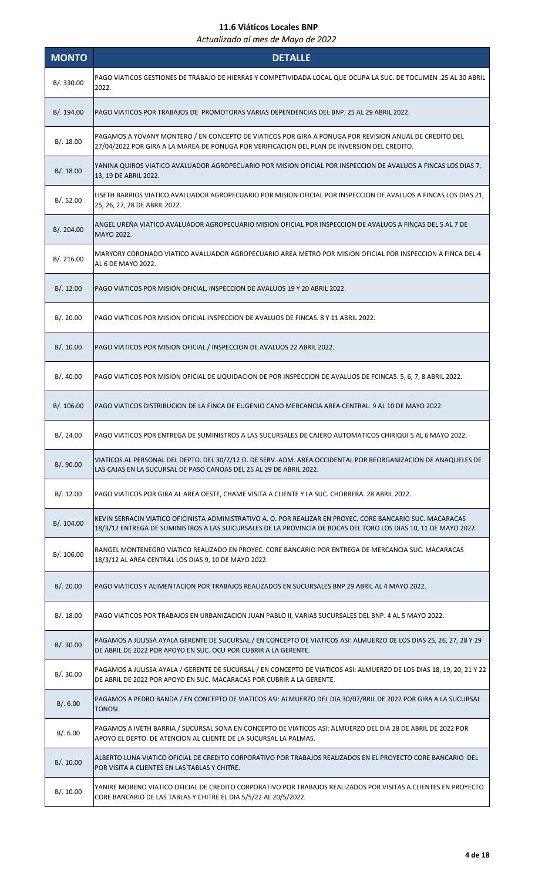# 11.6 Viáticos Locales BNP

*Actualizado al mes de Mayo de 2022*

| MONTO | DETALLE |
|---|---|
| B/. 330.00 | PAGO VIATICOS GESTIONES DE TRABAJO DE HIERRAS Y COMPETIVIDADA LOCAL QUE OCUPA LA SUC. DE TOCUMEN .25 AL 30 ABRIL 2022. |
| B/. 194.00 | PAGO VIATICOS POR TRABAJOS DE PROMOTORAS VARIAS DEPENDENCIAS DEL BNP. 25 AL 29 ABRIL 2022. |
| B/. 18.00 | PAGAMOS A YOVANY MONTERO / EN CONCEPTO DE VIATICOS POR GIRA A PONUGA POR REVISION ANUAL DE CREDITO DEL 27/04/2022 POR GIRA A LA MAREA DE PONUGA POR VERIFICACION DEL PLAN DE INVERSION DEL CREDITO. |
| B/. 18.00 | YANINA QUIROS VIATICO AVALUADOR AGROPECUARIO POR MISION OFICIAL POR INSPECCION DE AVALUOS A FINCAS LOS DIAS 7, 13, 19 DE ABRIL 2022. |
| B/. 52.00 | LISETH BARRIOS VIATICO AVALUADOR AGROPECUARIO POR MISION OFICIAL POR INSPECCION DE AVALUOS A FINCAS LOS DIAS 21, 25, 26, 27, 28 DE ABRIL 2022. |
| B/. 204.00 | ANGEL UREÑA VIATICO AVALUADOR AGROPECUARIO MISION OFICIAL POR INSPECCION DE AVALUOS A FINCAS DEL 5 AL 7 DE MAYO 2022. |
| B/. 216.00 | MARYORY CORONADO VIATICO AVALUADOR AGROPECUARIO AREA METRO POR MISION OFICIAL POR INSPECCION A FINCA DEL 4 AL 6 DE MAYO 2022. |
| B/. 12.00 | PAGO VIATICOS POR MISION OFICIAL, INSPECCION DE AVALUOS 19 Y 20 ABRIL 2022. |
| B/. 20.00 | PAGO VIATICOS POR MISION OFICIAL INSPECCION DE AVALUOS DE FINCAS. 8 Y 11 ABRIL 2022. |
| B/. 10.00 | PAGO VIATICOS POR MISION OFICIAL / INSPECCION DE AVALUOS 22 ABRIL 2022. |
| B/. 40.00 | PAGO VIATICOS POR MISION OFICIAL DE LIQUIDACION DE POR INSPECCION DE AVALUOS DE FCINCAS. 5, 6, 7, 8 ABRIL 2022. |
| B/. 106.00 | PAGO VIATICOS DISTRIBUCION DE LA FINCA DE EUGENIO CANO MERCANCIA AREA CENTRAL. 9 AL 10 DE MAYO 2022. |
| B/. 24.00 | PAGO VIATICOS POR ENTREGA DE SUMINISTROS A LAS SUCURSALES DE CAJERO AUTOMATICOS CHIRIQUI 5 AL 6 MAYO 2022. |
| B/. 90.00 | VIATICOS AL PERSONAL DEL DEPTO. DEL 30/7/12 O. DE SERV. ADM. AREA OCCIDENTAL POR REORGANIZACION DE ANAQUELES DE LAS CAJAS EN LA SUCURSAL DE PASO CANOAS DEL 25 AL 29 DE ABRIL 2022. |
| B/. 12.00 | PAGO VIATICOS POR GIRA AL AREA OESTE, CHAME VISITA A CLIENTE Y LA SUC. CHORRERA. 28 ABRIL 2022. |
| B/. 104.00 | KEVIN SERRACIN VIATICO OFICINISTA ADMINISTRATIVO A. O. POR REALIZAR EN PROYEC. CORE BANCARIO SUC. MACARACAS 18/3/12 ENTREGA DE SUMINISTROS A LAS SUICURSALES DE LA PROVINCIA DE BOCAS DEL TORO LOS DIAS 10, 11 DE MAYO 2022. |
| B/. 106.00 | RANGEL MONTENEGRO VIATICO REALIZADO EN PROYEC. CORE BANCARIO POR ENTREGA DE MERCANCIA SUC. MACARACAS 18/3/12 AL AREA CENTRAL LOS DIAS 9, 10 DE MAYO 2022. |
| B/. 20.00 | PAGO VIATICOS Y ALIMENTACION POR TRABAJOS REALIZADOS EN SUCURSALES BNP 29 ABRIL AL 4 MAYO 2022. |
| B/. 18.00 | PAGO VIATICOS POR TRABAJOS EN URBANIZACION JUAN PABLO II, VARIAS SUCURSALES DEL BNP. 4 AL 5 MAYO 2022. |
| B/. 30.00 | PAGAMOS A JULISSA AYALA GERENTE DE SUCURSAL / EN CONCEPTO DE VIATICOS ASI: ALMUERZO DE LOS DIAS 25, 26, 27, 28 Y 29 DE ABRIL DE 2022 POR APOYO EN SUC. OCU POR CUBRIR A LA GERENTE. |
| B/. 30.00 | PAGAMOS A JULISSA AYALA / GERENTE DE SUCURSAL / EN CONCEPTO DE VIATICOS ASI: ALMUERZO DE LOS DIAS 18, 19, 20, 21 Y 22 DE ABRIL DE 2022 POR APOYO EN SUC. MACARACAS POR CUBRIR A LA GERENTE. |
| B/. 6.00 | PAGAMOS A PEDRO BANDA / EN CONCEPTO DE VIATICOS ASI: ALMUERZO DEL DIA 30/07/BRIL DE 2022 POR GIRA A LA SUCURSAL TONOSI. |
| B/. 6.00 | PAGAMOS A IVETH BARRIA / SUCURSAL SONA EN CONCEPTO DE VIATICOS ASI: ALMUERZO DEL DIA 28 DE ABRIL DE 2022 POR APOYO EL DEPTO. DE ATENCION AL CLIENTE DE LA SUCURSAL LA PALMAS. |
| B/. 10.00 | ALBERTO LUNA VIATICO OFICIAL DE CREDITO CORPORATIVO POR TRABAJOS REALIZADOS EN EL PROYECTO CORE BANCARIO DEL POR VISITA A CLIENTES EN LAS TABLAS Y CHITRE. |
| B/. 10.00 | YANIRE MORENO VIATICO OFICIAL DE CREDITO CORPORATIVO POR TRABAJOS REALIZADOS POR VISITAS A CLIENTES EN PROYECTO CORE BANCARIO DE LAS TABLAS Y CHITRE EL DIA 5/5/22 AL 20/5/2022. |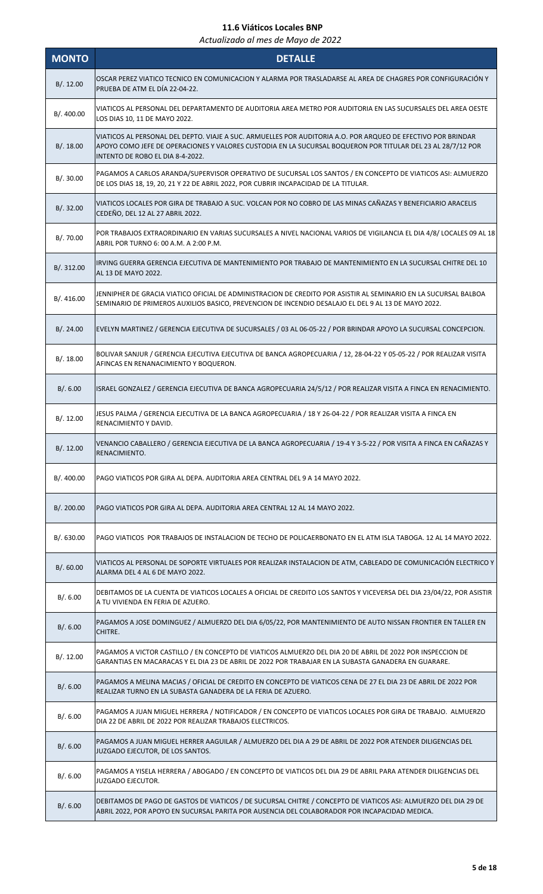# 11.6 Viáticos Locales BNP

*Actualizado al mes de Mayo de 2022*

| MONTO | DETALLE |
|---|---|
| B/. 12.00 | OSCAR PEREZ VIATICO TECNICO EN COMUNICACION Y ALARMA POR TRASLADARSE AL AREA DE CHAGRES POR CONFIGURACIÓN Y PRUEBA DE ATM EL DÍA 22-04-22. |
| B/. 400.00 | VIATICOS AL PERSONAL DEL DEPARTAMENTO DE AUDITORIA AREA METRO POR AUDITORIA EN LAS SUCURSALES DEL AREA OESTE LOS DIAS 10, 11 DE MAYO 2022. |
| B/. 18.00 | VIATICOS AL PERSONAL DEL DEPTO. VIAJE A SUC. ARMUELLES POR AUDITORIA A.O. POR ARQUEO DE EFECTIVO POR BRINDAR APOYO COMO JEFE DE OPERACIONES Y VALORES CUSTODIA EN LA SUCURSAL BOQUERON POR TITULAR DEL 23 AL 28/7/12 POR INTENTO DE ROBO EL DIA 8-4-2022. |
| B/. 30.00 | PAGAMOS A CARLOS ARANDA/SUPERVISOR OPERATIVO DE SUCURSAL LOS SANTOS / EN CONCEPTO DE VIATICOS ASI: ALMUERZO DE LOS DIAS 18, 19, 20, 21 Y 22 DE ABRIL 2022, POR CUBRIR INCAPACIDAD DE LA TITULAR. |
| B/. 32.00 | VIATICOS LOCALES POR GIRA DE TRABAJO A SUC. VOLCAN POR NO COBRO DE LAS MINAS CAÑAZAS Y BENEFICIARIO ARACELIS CEDEÑO, DEL 12 AL 27 ABRIL 2022. |
| B/. 70.00 | POR TRABAJOS EXTRAORDINARIO EN VARIAS SUCURSALES A NIVEL NACIONAL VARIOS DE VIGILANCIA EL DIA 4/8/ LOCALES 09 AL 18 ABRIL POR TURNO 6: 00 A.M. A 2:00 P.M. |
| B/. 312.00 | IRVING GUERRA GERENCIA EJECUTIVA DE MANTENIMIENTO POR TRABAJO DE MANTENIMIENTO EN LA SUCURSAL CHITRE DEL 10 AL 13 DE MAYO 2022. |
| B/. 416.00 | JENNIPHER DE GRACIA VIATICO OFICIAL DE ADMINISTRACION DE CREDITO POR ASISTIR AL SEMINARIO EN LA SUCURSAL BALBOA SEMINARIO DE PRIMEROS AUXILIOS BASICO, PREVENCION DE INCENDIO DESALAJO EL DEL 9 AL 13 DE MAYO 2022. |
| B/. 24.00 | EVELYN MARTINEZ / GERENCIA EJECUTIVA DE SUCURSALES / 03 AL 06-05-22 / POR BRINDAR APOYO LA SUCURSAL CONCEPCION. |
| B/. 18.00 | BOLIVAR SANJUR / GERENCIA EJECUTIVA EJECUTIVA DE BANCA AGROPECUARIA / 12, 28-04-22 Y 05-05-22 / POR REALIZAR VISITA AFINCAS EN RENANACIMIENTO Y BOQUERON. |
| B/. 6.00 | ISRAEL GONZALEZ / GERENCIA EJECUTIVA DE BANCA AGROPECUARIA 24/5/12 / POR REALIZAR VISITA A FINCA EN RENACIMIENTO. |
| B/. 12.00 | JESUS PALMA / GERENCIA EJECUTIVA DE LA BANCA AGROPECUARIA / 18 Y 26-04-22 / POR REALIZAR VISITA A FINCA EN RENACIMIENTO Y DAVID. |
| B/. 12.00 | VENANCIO CABALLERO / GERENCIA EJECUTIVA DE LA BANCA AGROPECUARIA / 19-4 Y 3-5-22 / POR VISITA A FINCA EN CAÑAZAS Y RENACIMIENTO. |
| B/. 400.00 | PAGO VIATICOS POR GIRA AL DEPA. AUDITORIA AREA CENTRAL DEL 9 A 14 MAYO 2022. |
| B/. 200.00 | PAGO VIATICOS POR GIRA AL DEPA. AUDITORIA AREA CENTRAL 12 AL 14 MAYO 2022. |
| B/. 630.00 | PAGO VIATICOS POR TRABAJOS DE INSTALACION DE TECHO DE POLICAERBONATO EN EL ATM ISLA TABOGA. 12 AL 14 MAYO 2022. |
| B/. 60.00 | VIATICOS AL PERSONAL DE SOPORTE VIRTUALES POR REALIZAR INSTALACION DE ATM, CABLEADO DE COMUNICACIÓN ELECTRICO Y ALARMA DEL 4 AL 6 DE MAYO 2022. |
| B/. 6.00 | DEBITAMOS DE LA CUENTA DE VIATICOS LOCALES A OFICIAL DE CREDITO LOS SANTOS Y VICEVERSA DEL DIA 23/04/22, POR ASISTIR A TU VIVIENDA EN FERIA DE AZUERO. |
| B/. 6.00 | PAGAMOS A JOSE DOMINGUEZ / ALMUERZO DEL DIA 6/05/22, POR MANTENIMIENTO DE AUTO NISSAN FRONTIER EN TALLER EN CHITRE. |
| B/. 12.00 | PAGAMOS A VICTOR CASTILLO / EN CONCEPTO DE VIATICOS ALMUERZO DEL DIA 20 DE ABRIL DE 2022 POR INSPECCION DE GARANTIAS EN MACARACAS Y EL DIA 23 DE ABRIL DE 2022 POR TRABAJAR EN LA SUBASTA GANADERA EN GUARARE. |
| B/. 6.00 | PAGAMOS A MELINA MACIAS / OFICIAL DE CREDITO EN CONCEPTO DE VIATICOS CENA DE 27 EL DIA 23 DE ABRIL DE 2022 POR REALIZAR TURNO EN LA SUBASTA GANADERA DE LA FERIA DE AZUERO. |
| B/. 6.00 | PAGAMOS A JUAN MIGUEL HERRERA / NOTIFICADOR / EN CONCEPTO DE VIATICOS LOCALES POR GIRA DE TRABAJO. ALMUERZO DIA 22 DE ABRIL DE 2022 POR REALIZAR TRABAJOS ELECTRICOS. |
| B/. 6.00 | PAGAMOS A JUAN MIGUEL HERRER AAGUILAR / ALMUERZO DEL DIA A 29 DE ABRIL DE 2022 POR ATENDER DILIGENCIAS DEL JUZGADO EJECUTOR, DE LOS SANTOS. |
| B/. 6.00 | PAGAMOS A YISELA HERRERA / ABOGADO / EN CONCEPTO DE VIATICOS DEL DIA 29 DE ABRIL PARA ATENDER DILIGENCIAS DEL JUZGADO EJECUTOR. |
| B/. 6.00 | DEBITAMOS DE PAGO DE GASTOS DE VIATICOS / DE SUCURSAL CHITRE / CONCEPTO DE VIATICOS ASI: ALMUERZO DEL DIA 29 DE ABRIL 2022, POR APOYO EN SUCURSAL PARITA POR AUSENCIA DEL COLABORADOR POR INCAPACIDAD MEDICA. |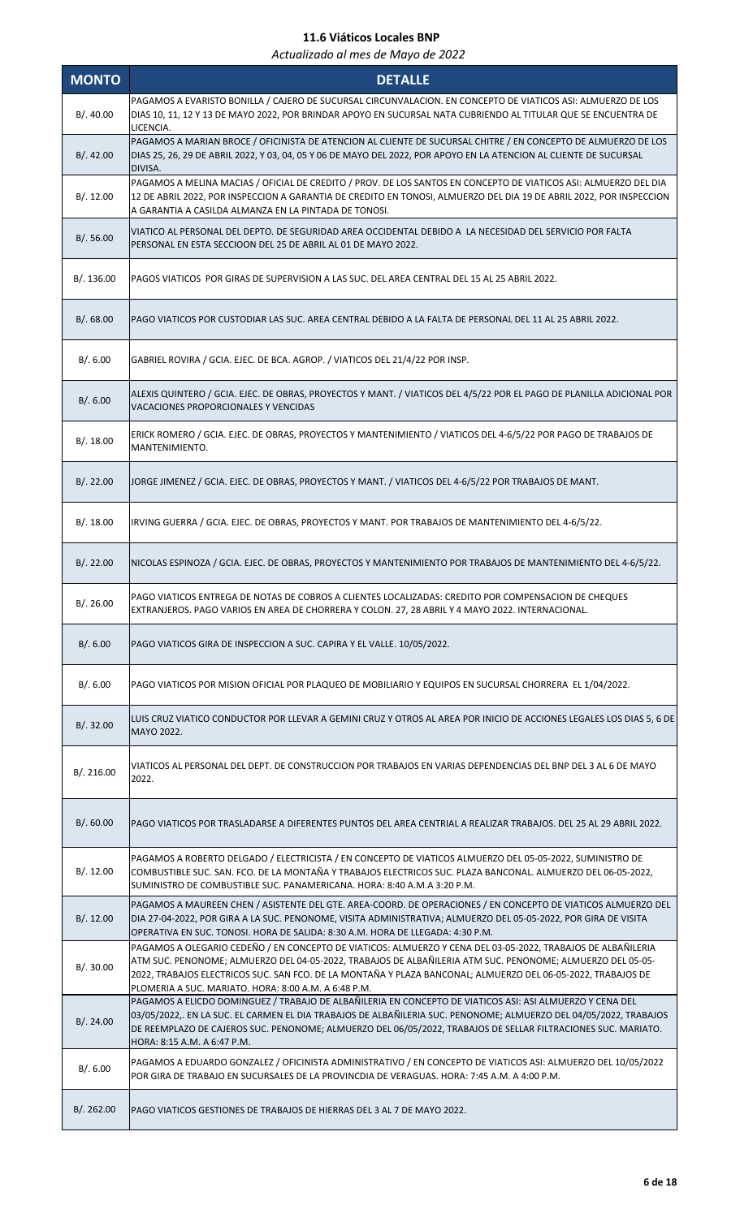# 11.6 Viáticos Locales BNP

*Actualizado al mes de Mayo de 2022*

| MONTO | DETALLE |
|---|---|
| B/. 40.00 | PAGAMOS A EVARISTO BONILLA / CAJERO DE SUCURSAL CIRCUNVALACION. EN CONCEPTO DE VIATICOS ASI: ALMUERZO DE LOS DIAS 10, 11, 12 Y 13 DE MAYO 2022, POR BRINDAR APOYO EN SUCURSAL NATA CUBRIENDO AL TITULAR QUE SE ENCUENTRA DE LICENCIA. |
| B/. 42.00 | PAGAMOS A MARIAN BROCE / OFICINISTA DE ATENCION AL CLIENTE DE SUCURSAL CHITRE / EN CONCEPTO DE ALMUERZO DE LOS DIAS 25, 26, 29 DE ABRIL 2022, Y 03, 04, 05 Y 06 DE MAYO DEL 2022, POR APOYO EN LA ATENCION AL CLIENTE DE SUCURSAL DIVISA. |
| B/. 12.00 | PAGAMOS A MELINA MACIAS / OFICIAL DE CREDITO / PROV. DE LOS SANTOS EN CONCEPTO DE VIATICOS ASI: ALMUERZO DEL DIA 12 DE ABRIL 2022, POR INSPECCION A GARANTIA DE CREDITO EN TONOSI, ALMUERZO DEL DIA 19 DE ABRIL 2022, POR INSPECCION A GARANTIA A CASILDA ALMANZA EN LA PINTADA DE TONOSI. |
| B/. 56.00 | VIATICO AL PERSONAL DEL DEPTO. DE SEGURIDAD AREA OCCIDENTAL DEBIDO A LA NECESIDAD DEL SERVICIO POR FALTA PERSONAL EN ESTA SECCIOON DEL 25 DE ABRIL AL 01 DE MAYO 2022. |
| B/. 136.00 | PAGOS VIATICOS POR GIRAS DE SUPERVISION A LAS SUC. DEL AREA CENTRAL DEL 15 AL 25 ABRIL 2022. |
| B/. 68.00 | PAGO VIATICOS POR CUSTODIAR LAS SUC. AREA CENTRAL DEBIDO A LA FALTA DE PERSONAL DEL 11 AL 25 ABRIL 2022. |
| B/. 6.00 | GABRIEL ROVIRA / GCIA. EJEC. DE BCA. AGROP. / VIATICOS DEL 21/4/22 POR INSP. |
| B/. 6.00 | ALEXIS QUINTERO / GCIA. EJEC. DE OBRAS, PROYECTOS Y MANT. / VIATICOS DEL 4/5/22 POR EL PAGO DE PLANILLA ADICIONAL POR VACACIONES PROPORCIONALES Y VENCIDAS |
| B/. 18.00 | ERICK ROMERO / GCIA. EJEC. DE OBRAS, PROYECTOS Y MANTENIMIENTO / VIATICOS DEL 4-6/5/22 POR PAGO DE TRABAJOS DE MANTENIMIENTO. |
| B/. 22.00 | JORGE JIMENEZ / GCIA. EJEC. DE OBRAS, PROYECTOS Y MANT. / VIATICOS DEL 4-6/5/22 POR TRABAJOS DE MANT. |
| B/. 18.00 | IRVING GUERRA / GCIA. EJEC. DE OBRAS, PROYECTOS Y MANT. POR TRABAJOS DE MANTENIMIENTO DEL 4-6/5/22. |
| B/. 22.00 | NICOLAS ESPINOZA / GCIA. EJEC. DE OBRAS, PROYECTOS Y MANTENIMIENTO POR TRABAJOS DE MANTENIMIENTO DEL 4-6/5/22. |
| B/. 26.00 | PAGO VIATICOS ENTREGA DE NOTAS DE COBROS A CLIENTES LOCALIZADAS: CREDITO POR COMPENSACION DE CHEQUES EXTRANJEROS. PAGO VARIOS EN AREA DE CHORRERA Y COLON. 27, 28 ABRIL Y 4 MAYO 2022. INTERNACIONAL. |
| B/. 6.00 | PAGO VIATICOS GIRA DE INSPECCION A SUC. CAPIRA Y EL VALLE. 10/05/2022. |
| B/. 6.00 | PAGO VIATICOS POR MISION OFICIAL POR PLAQUEO DE MOBILIARIO Y EQUIPOS EN SUCURSAL CHORRERA EL 1/04/2022. |
| B/. 32.00 | LUIS CRUZ VIATICO CONDUCTOR POR LLEVAR A GEMINI CRUZ Y OTROS AL AREA POR INICIO DE ACCIONES LEGALES LOS DIAS 5, 6 DE MAYO 2022. |
| B/. 216.00 | VIATICOS AL PERSONAL DEL DEPT. DE CONSTRUCCION POR TRABAJOS EN VARIAS DEPENDENCIAS DEL BNP DEL 3 AL 6 DE MAYO 2022. |
| B/. 60.00 | PAGO VIATICOS POR TRASLADARSE A DIFERENTES PUNTOS DEL AREA CENTRIAL A REALIZAR TRABAJOS. DEL 25 AL 29 ABRIL 2022. |
| B/. 12.00 | PAGAMOS A ROBERTO DELGADO / ELECTRICISTA / EN CONCEPTO DE VIATICOS ALMUERZO DEL 05-05-2022, SUMINISTRO DE COMBUSTIBLE SUC. SAN. FCO. DE LA MONTAÑA Y TRABAJOS ELECTRICOS SUC. PLAZA BANCONAL. ALMUERZO DEL 06-05-2022, SUMINISTRO DE COMBUSTIBLE SUC. PANAMERICANA. HORA: 8:40 A.M.A 3:20 P.M. |
| B/. 12.00 | PAGAMOS A MAUREEN CHEN / ASISTENTE DEL GTE. AREA-COORD. DE OPERACIONES / EN CONCEPTO DE VIATICOS ALMUERZO DEL DIA 27-04-2022, POR GIRA A LA SUC. PENONOME, VISITA ADMINISTRATIVA; ALMUERZO DEL 05-05-2022, POR GIRA DE VISITA OPERATIVA EN SUC. TONOSI. HORA DE SALIDA: 8:30 A.M. HORA DE LLEGADA: 4:30 P.M. |
| B/. 30.00 | PAGAMOS A OLEGARIO CEDEÑO / EN CONCEPTO DE VIATICOS: ALMUERZO Y CENA DEL 03-05-2022, TRABAJOS DE ALBAÑILERIA ATM SUC. PENONOME; ALMUERZO DEL 04-05-2022, TRABAJOS DE ALBAÑILERIA ATM SUC. PENONOME; ALMUERZO DEL 05-05-2022, TRABAJOS ELECTRICOS SUC. SAN FCO. DE LA MONTAÑA Y PLAZA BANCONAL; ALMUERZO DEL 06-05-2022, TRABAJOS DE PLOMERIA A SUC. MARIATO. HORA: 8:00 A.M. A 6:48 P.M. |
| B/. 24.00 | PAGAMOS A ELICDO DOMINGUEZ / TRABAJO DE ALBAÑILERIA EN CONCEPTO DE VIATICOS ASI: ASI ALMUERZO Y CENA DEL 03/05/2022,. EN LA SUC. EL CARMEN EL DIA TRABAJOS DE ALBAÑILERIA SUC. PENONOME; ALMUERZO DEL 04/05/2022, TRABAJOS DE REEMPLAZO DE CAJEROS SUC. PENONOME; ALMUERZO DEL 06/05/2022, TRABAJOS DE SELLAR FILTRACIONES SUC. MARIATO. HORA: 8:15 A.M. A 6:47 P.M. |
| B/. 6.00 | PAGAMOS A EDUARDO GONZALEZ / OFICINISTA ADMINISTRATIVO / EN CONCEPTO DE VIATICOS ASI: ALMUERZO DEL 10/05/2022 POR GIRA DE TRABAJO EN SUCURSALES DE LA PROVINCDIA DE VERAGUAS. HORA: 7:45 A.M. A 4:00 P.M. |
| B/. 262.00 | PAGO VIATICOS GESTIONES DE TRABAJOS DE HIERRAS DEL 3 AL 7 DE MAYO 2022. |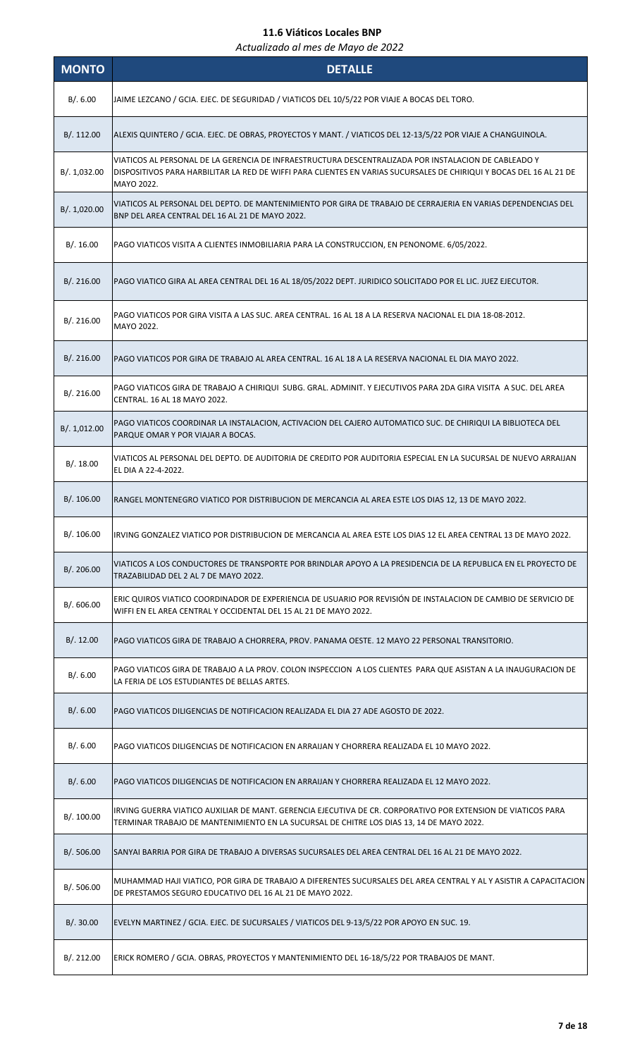## 11.6 Viáticos Locales BNP

*Actualizado al mes de Mayo de 2022*

| MONTO | DETALLE |
|---|---|
| B/. 6.00 | JAIME LEZCANO / GCIA. EJEC. DE SEGURIDAD / VIATICOS DEL 10/5/22 POR VIAJE A BOCAS DEL TORO. |
| B/. 112.00 | ALEXIS QUINTERO / GCIA. EJEC. DE OBRAS, PROYECTOS Y MANT. / VIATICOS DEL 12-13/5/22 POR VIAJE A CHANGUINOLA. |
| B/. 1,032.00 | VIATICOS AL PERSONAL DE LA GERENCIA DE INFRAESTRUCTURA DESCENTRALIZADA POR INSTALACION DE CABLEADO Y DISPOSITIVOS PARA HARBILITAR LA RED DE WIFFI PARA CLIENTES EN VARIAS SUCURSALES DE CHIRIQUI Y BOCAS DEL 16 AL 21 DE MAYO 2022. |
| B/. 1,020.00 | VIATICOS AL PERSONAL DEL DEPTO. DE MANTENIMIENTO POR GIRA DE TRABAJO DE CERRAJERIA EN VARIAS DEPENDENCIAS DEL BNP DEL AREA CENTRAL DEL 16 AL 21 MAYO 2022. |
| B/. 16.00 | PAGO VIATICOS VISITA A CLIENTES INMOBILIARIA PARA LA CONSTRUCCION, EN PENONOME. 6/05/2022. |
| B/. 216.00 | PAGO VIATICO GIRA AL AREA CENTRAL DEL 16 AL 18/05/2022 DEPT. JURIDICO SOLICITADO POR EL LIC. JUEZ EJECUTOR. |
| B/. 216.00 | PAGO VIATICOS POR GIRA VISITA A LAS SUC. AREA CENTRAL. 16 AL 18 A LA RESERVA NACIONAL EL DIA 18-08-2012. MAYO 2022. |
| B/. 216.00 | PAGO VIATICOS POR GIRA DE TRABAJO AL AREA CENTRAL. 16 AL 18 A LA RESERVA NACIONAL EL DIA MAYO 2022. |
| B/. 216.00 | PAGO VIATICOS GIRA DE TRABAJO A CHIRIQUI SUBG. GRAL. ADMINIT. Y EJECUTIVOS PARA 2DA GIRA VISITA A SUC. DEL AREA CENTRAL. 16 AL 18 MAYO 2022. |
| B/. 1,012.00 | PAGO VIATICOS COORDINAR LA INSTALACION, ACTIVACION DEL CAJERO AUTOMATICO SUC. DE CHIRIQUI LA BIBLIOTECA DEL PARQUE OMAR Y POR VIAJAR A BOCAS. |
| B/. 18.00 | VIATICOS AL PERSONAL DEL DEPTO. DE AUDITORIA DE CREDITO POR AUDITORIA ESPECIAL EN LA SUCURSAL DE NUEVO ARRAIJAN EL DIA A 22-4-2022. |
| B/. 106.00 | RANGEL MONTENEGRO VIATICO POR DISTRIBUCION DE MERCANCIA AL AREA ESTE LOS DIAS 12, 13 DE MAYO 2022. |
| B/. 106.00 | IRVING GONZALEZ VIATICO POR DISTRIBUCION DE MERCANCIA AL AREA ESTE LOS DIAS 12 EL AREA CENTRAL 13 DE MAYO 2022. |
| B/. 206.00 | VIATICOS A LOS CONDUCTORES DE TRANSPORTE POR BRINDLAR APOYO A LA PRESIDENCIA DE LA REPUBLICA EN EL PROYECTO DE TRAZABILIDAD DEL 2 AL 7 DE MAYO 2022. |
| B/. 606.00 | ERIC QUIROS VIATICO COORDINADOR DE EXPERIENCIA DE USUARIO POR REVISIÓN DE INSTALACION DE CAMBIO DE SERVICIO DE WIFFI EN EL AREA CENTRAL Y OCCIDENTAL DEL 15 AL 21 DE MAYO 2022. |
| B/. 12.00 | PAGO VIATICOS GIRA DE TRABAJO A CHORRERA, PROV. PANAMA OESTE. 12 MAYO 22 PERSONAL TRANSITORIO. |
| B/. 6.00 | PAGO VIATICOS GIRA DE TRABAJO A LA PROV. COLON INSPECCION A LOS CLIENTES PARA QUE ASISTAN A LA INAUGURACION DE LA FERIA DE LOS ESTUDIANTES DE BELLAS ARTES. |
| B/. 6.00 | PAGO VIATICOS DILIGENCIAS DE NOTIFICACION REALIZADA EL DIA 27 ADE AGOSTO DE 2022. |
| B/. 6.00 | PAGO VIATICOS DILIGENCIAS DE NOTIFICACION EN ARRAIJAN Y CHORRERA REALIZADA EL 10 MAYO 2022. |
| B/. 6.00 | PAGO VIATICOS DILIGENCIAS DE NOTIFICACION EN ARRAIJAN Y CHORRERA REALIZADA EL 12 MAYO 2022. |
| B/. 100.00 | IRVING GUERRA VIATICO AUXILIAR DE MANT. GERENCIA EJECUTIVA DE CR. CORPORATIVO POR EXTENSION DE VIATICOS PARA TERMINAR TRABAJO DE MANTENIMIENTO EN LA SUCURSAL DE CHITRE LOS DIAS 13, 14 DE MAYO 2022. |
| B/. 506.00 | SANYAI BARRIA POR GIRA DE TRABAJO A DIVERSAS SUCURSALES DEL AREA CENTRAL DEL 16 AL 21 DE MAYO 2022. |
| B/. 506.00 | MUHAMMAD HAJI VIATICO, POR GIRA DE TRABAJO A DIFERENTES SUCURSALES DEL AREA CENTRAL Y AL Y ASISTIR A CAPACITACION DE PRESTAMOS SEGURO EDUCATIVO DEL 16 AL 21 DE MAYO 2022. |
| B/. 30.00 | EVELYN MARTINEZ / GCIA. EJEC. DE SUCURSALES / VIATICOS DEL 9-13/5/22 POR APOYO EN SUC. 19. |
| B/. 212.00 | ERICK ROMERO / GCIA. OBRAS, PROYECTOS Y MANTENIMIENTO DEL 16-18/5/22 POR TRABAJOS DE MANT. |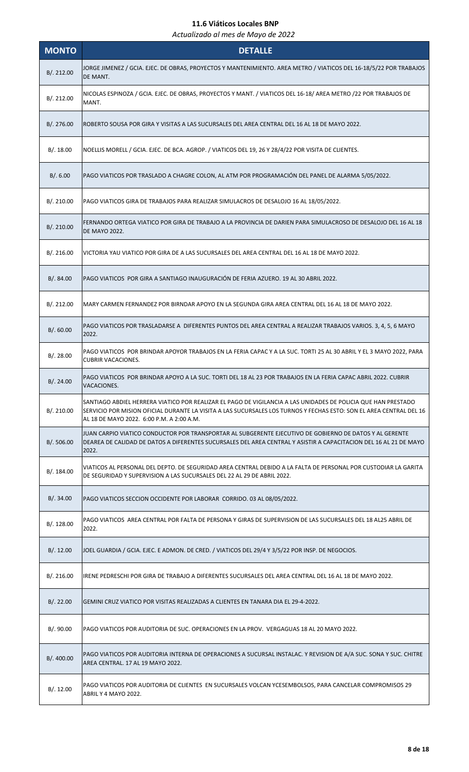# 11.6 Viáticos Locales BNP

*Actualizado al mes de Mayo de 2022*

| MONTO | DETALLE |
|---|---|
| B/. 212.00 | JORGE JIMENEZ / GCIA. EJEC. DE OBRAS, PROYECTOS Y MANTENIMIENTO. AREA METRO / VIATICOS DEL 16-18/5/22 POR TRABAJOS DE MANT. |
| B/. 212.00 | NICOLAS ESPINOZA / GCIA. EJEC. DE OBRAS, PROYECTOS Y MANT. / VIATICOS DEL 16-18/ AREA METRO /22 POR TRABAJOS DE MANT. |
| B/. 276.00 | ROBERTO SOUSA POR GIRA Y VISITAS A LAS SUCURSALES DEL AREA CENTRAL DEL 16 AL 18 DE MAYO 2022. |
| B/. 18.00 | NOELLIS MORELL / GCIA. EJEC. DE BCA. AGROP. / VIATICOS DEL 19, 26 Y 28/4/22 POR VISITA DE CLIENTES. |
| B/. 6.00 | PAGO VIATICOS POR TRASLADO A CHAGRE COLON, AL ATM POR PROGRAMACIÓN DEL PANEL DE ALARMA 5/05/2022. |
| B/. 210.00 | PAGO VIATICOS GIRA DE TRABAJOS PARA REALIZAR SIMULACROS DE DESALOJO 16 AL 18/05/2022. |
| B/. 210.00 | FERNANDO ORTEGA VIATICO POR GIRA DE TRABAJO A LA PROVINCIA DE DARIEN PARA SIMULACROSO DE DESALOJO DEL 16 AL 18 DE MAYO 2022. |
| B/. 216.00 | VICTORIA YAU VIATICO POR GIRA DE A LAS SUCURSALES DEL AREA CENTRAL DEL 16 AL 18 DE MAYO 2022. |
| B/. 84.00 | PAGO VIATICOS POR GIRA A SANTIAGO INAUGURACIÓN DE FERIA AZUERO. 19 AL 30 ABRIL 2022. |
| B/. 212.00 | MARY CARMEN FERNANDEZ POR BIRNDAR APOYO EN LA SEGUNDA GIRA AREA CENTRAL DEL 16 AL 18 DE MAYO 2022. |
| B/. 60.00 | PAGO VIATICOS POR TRASLADARSE A DIFERENTES PUNTOS DEL AREA CENTRAL A REALIZAR TRABAJOS VARIOS. 3, 4, 5, 6 MAYO 2022. |
| B/. 28.00 | PAGO VIATICOS POR BRINDAR APOYOR TRABAJOS EN LA FERIA CAPAC Y A LA SUC. TORTI 25 AL 30 ABRIL Y EL 3 MAYO 2022, PARA CUBRIR VACACIONES. |
| B/. 24.00 | PAGO VIATICOS POR BRINDAR APOYO A LA SUC. TORTI DEL 18 AL 23 POR TRABAJOS EN LA FERIA CAPAC ABRIL 2022. CUBRIR VACACIONES. |
| B/. 210.00 | SANTIAGO ABDIEL HERRERA VIATICO POR REALIZAR EL PAGO DE VIGILANCIA A LAS UNIDADES DE POLICIA QUE HAN PRESTADO SERVICIO POR MISION OFICIAL DURANTE LA VISITA A LAS SUCURSALES LOS TURNOS Y FECHAS ESTO: SON EL AREA CENTRAL DEL 16 AL 18 DE MAYO 2022. 6:00 P.M. A 2:00 A.M. |
| B/. 506.00 | JUAN CARPIO VIATICO CONDUCTOR POR TRANSPORTAR AL SUBGERENTE EJECUTIVO DE GOBIERNO DE DATOS Y AL GERENTE DEAREA DE CALIDAD DE DATOS A DIFERENTES SUCURSALES DEL AREA CENTRAL Y ASISTIR A CAPACITACION DEL 16 AL 21 DE MAYO 2022. |
| B/. 184.00 | VIATICOS AL PERSONAL DEL DEPTO. DE SEGURIDAD AREA CENTRAL DEBIDO A LA FALTA DE PERSONAL POR CUSTODIAR LA GARITA DE SEGURIDAD Y SUPERVISION A LAS SUCURSALES DEL 22 AL 29 DE ABRIL 2022. |
| B/. 34.00 | PAGO VIATICOS SECCION OCCIDENTE POR LABORAR CORRIDO. 03 AL 08/05/2022. |
| B/. 128.00 | PAGO VIATICOS AREA CENTRAL POR FALTA DE PERSONA Y GIRAS DE SUPERVISION DE LAS SUCURSALES DEL 18 AL25 ABRIL DE 2022. |
| B/. 12.00 | JOEL GUARDIA / GCIA. EJEC. E ADMON. DE CRED. / VIATICOS DEL 29/4 Y 3/5/22 POR INSP. DE NEGOCIOS. |
| B/. 216.00 | IRENE PEDRESCHI POR GIRA DE TRABAJO A DIFERENTES SUCURSALES DEL AREA CENTRAL DEL 16 AL 18 DE MAYO 2022. |
| B/. 22.00 | GEMINI CRUZ VIATICO POR VISITAS REALIZADAS A CLIENTES EN TANARA DIA EL 29-4-2022. |
| B/. 90.00 | PAGO VIATICOS POR AUDITORIA DE SUC. OPERACIONES EN LA PROV. VERGAGUAS 18 AL 20 MAYO 2022. |
| B/. 400.00 | PAGO VIATICOS POR AUDITORIA INTERNA DE OPERACIONES A SUCURSAL INSTALAC. Y REVISION DE A/A SUC. SONA Y SUC. CHITRE AREA CENTRAL. 17 AL 19 MAYO 2022. |
| B/. 12.00 | PAGO VIATICOS POR AUDITORIA DE CLIENTES EN SUCURSALES VOLCAN YCESEMBOLSOS, PARA CANCELAR COMPROMISOS 29 ABRIL Y 4 MAYO 2022. |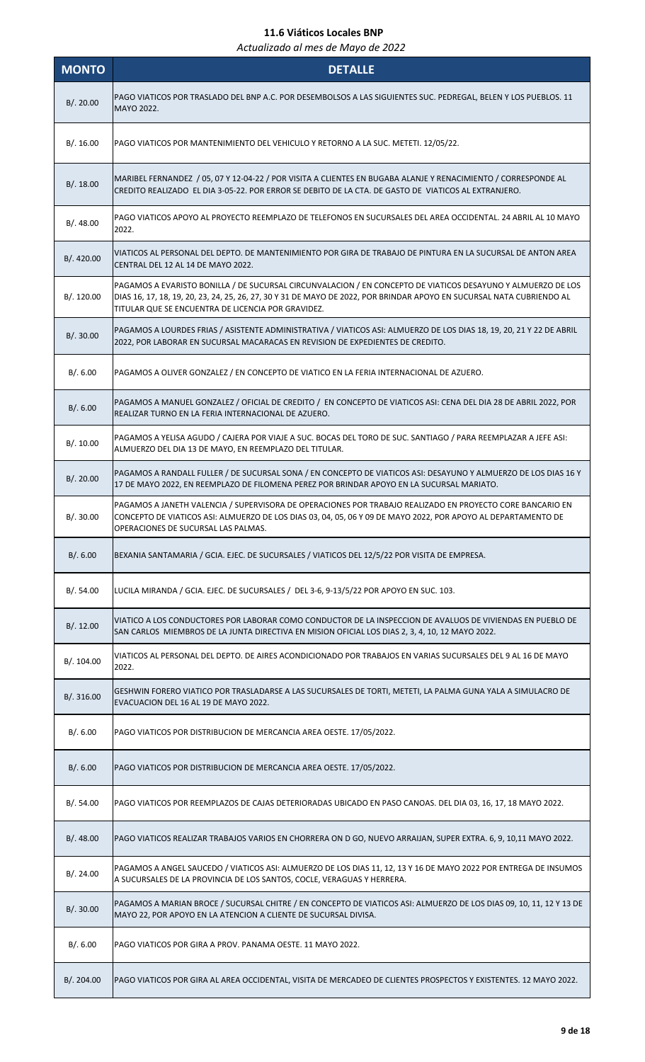# 11.6 Viáticos Locales BNP

*Actualizado al mes de Mayo de 2022*

| MONTO | DETALLE |
|---|---|
| B/. 20.00 | PAGO VIATICOS POR TRASLADO DEL BNP A.C. POR DESEMBOLSOS A LAS SIGUIENTES SUC. PEDREGAL, BELEN Y LOS PUEBLOS. 11 MAYO 2022. |
| B/. 16.00 | PAGO VIATICOS POR MANTENIMIENTO DEL VEHICULO Y RETORNO A LA SUC. METETI. 12/05/22. |
| B/. 18.00 | MARIBEL FERNANDEZ / 05, 07 Y 12-04-22 / POR VISITA A CLIENTES EN BUGABA ALANJE Y RENACIMIENTO / CORRESPONDE AL CREDITO REALIZADO EL DIA 3-05-22. POR ERROR SE DEBITO DE LA CTA. DE GASTO DE VIATICOS AL EXTRANJERO. |
| B/. 48.00 | PAGO VIATICOS APOYO AL PROYECTO REEMPLAZO DE TELEFONOS EN SUCURSALES DEL AREA OCCIDENTAL. 24 ABRIL AL 10 MAYO 2022. |
| B/. 420.00 | VIATICOS AL PERSONAL DEL DEPTO. DE MANTENIMIENTO POR GIRA DE TRABAJO DE PINTURA EN LA SUCURSAL DE ANTON AREA CENTRAL DEL 12 AL 14 DE MAYO 2022. |
| B/. 120.00 | PAGAMOS A EVARISTO BONILLA / DE SUCURSAL CIRCUNVALACION / EN CONCEPTO DE VIATICOS DESAYUNO Y ALMUERZO DE LOS DIAS 16, 17, 18, 19, 20, 23, 24, 25, 26, 27, 30 Y 31 DE MAYO DE 2022, POR BRINDAR APOYO EN SUCURSAL NATA CUBRIENDO AL TITULAR QUE SE ENCUENTRA DE LICENCIA POR GRAVIDEZ. |
| B/. 30.00 | PAGAMOS A LOURDES FRIAS / ASISTENTE ADMINISTRATIVA / VIATICOS ASI: ALMUERZO DE LOS DIAS 18, 19, 20, 21 Y 22 DE ABRIL 2022, POR LABORAR EN SUCURSAL MACARACAS EN REVISION DE EXPEDIENTES DE CREDITO. |
| B/. 6.00 | PAGAMOS A OLIVER GONZALEZ / EN CONCEPTO DE VIATICO EN LA FERIA INTERNACIONAL DE AZUERO. |
| B/. 6.00 | PAGAMOS A MANUEL GONZALEZ / OFICIAL DE CREDITO / EN CONCEPTO DE VIATICOS ASI: CENA DEL DIA 28 DE ABRIL 2022, POR REALIZAR TURNO EN LA FERIA INTERNACIONAL DE AZUERO. |
| B/. 10.00 | PAGAMOS A YELISA AGUDO / CAJERA POR VIAJE A SUC. BOCAS DEL TORO DE SUC. SANTIAGO / PARA REEMPLAZAR A JEFE ASI: ALMUERZO DEL DIA 13 DE MAYO, EN REEMPLAZO DEL TITULAR. |
| B/. 20.00 | PAGAMOS A RANDALL FULLER / DE SUCURSAL SONA / EN CONCEPTO DE VIATICOS ASI: DESAYUNO Y ALMUERZO DE LOS DIAS 16 Y 17 DE MAYO 2022, EN REEMPLAZO DE FILOMENA PEREZ POR BRINDAR APOYO EN LA SUCURSAL MARIATO. |
| B/. 30.00 | PAGAMOS A JANETH VALENCIA / SUPERVISORA DE OPERACIONES POR TRABAJO REALIZADO EN PROYECTO CORE BANCARIO EN CONCEPTO DE VIATICOS ASI: ALMUERZO DE LOS DIAS 03, 04, 05, 06 Y 09 DE MAYO 2022, POR APOYO AL DEPARTAMENTO DE OPERACIONES DE SUCURSAL LAS PALMAS. |
| B/. 6.00 | BEXANIA SANTAMARIA / GCIA. EJEC. DE SUCURSALES / VIATICOS DEL 12/5/22 POR VISITA DE EMPRESA. |
| B/. 54.00 | LUCILA MIRANDA / GCIA. EJEC. DE SUCURSALES / DEL 3-6, 9-13/5/22 POR APOYO EN SUC. 103. |
| B/. 12.00 | VIATICO A LOS CONDUCTORES POR LABORAR COMO CONDUCTOR DE LA INSPECCION DE AVALUOS DE VIVIENDAS EN PUEBLO DE SAN CARLOS MIEMBROS DE LA JUNTA DIRECTIVA EN MISION OFICIAL LOS DIAS 2, 3, 4, 10, 12 MAYO 2022. |
| B/. 104.00 | VIATICOS AL PERSONAL DEL DEPTO. DE AIRES ACONDICIONADO POR TRABAJOS EN VARIAS SUCURSALES DEL 9 AL 16 DE MAYO 2022. |
| B/. 316.00 | GESHWIN FORERO VIATICO POR TRASLADARSE A LAS SUCURSALES DE TORTI, METETI, LA PALMA GUNA YALA A SIMULACRO DE EVACUACION DEL 16 AL 19 DE MAYO 2022. |
| B/. 6.00 | PAGO VIATICOS POR DISTRIBUCION DE MERCANCIA AREA OESTE. 17/05/2022. |
| B/. 6.00 | PAGO VIATICOS POR DISTRIBUCION DE MERCANCIA AREA OESTE. 17/05/2022. |
| B/. 54.00 | PAGO VIATICOS POR REEMPLAZOS DE CAJAS DETERIORADAS UBICADO EN PASO CANOAS. DEL DIA 03, 16, 17, 18 MAYO 2022. |
| B/. 48.00 | PAGO VIATICOS REALIZAR TRABAJOS VARIOS EN CHORRERA ON D GO, NUEVO ARRAIJAN, SUPER EXTRA. 6, 9, 10,11 MAYO 2022. |
| B/. 24.00 | PAGAMOS A ANGEL SAUCEDO / VIATICOS ASI: ALMUERZO DE LOS DIAS 11, 12, 13 Y 16 DE MAYO 2022 POR ENTREGA DE INSUMOS A SUCURSALES DE LA PROVINCIA DE LOS SANTOS, COCLE, VERAGUAS Y HERRERA. |
| B/. 30.00 | PAGAMOS A MARIAN BROCE / SUCURSAL CHITRE / EN CONCEPTO DE VIATICOS ASI: ALMUERZO DE LOS DIAS 09, 10, 11, 12 Y 13 DE MAYO 22, POR APOYO EN LA ATENCION A CLIENTE DE SUCURSAL DIVISA. |
| B/. 6.00 | PAGO VIATICOS POR GIRA A PROV. PANAMA OESTE. 11 MAYO 2022. |
| B/. 204.00 | PAGO VIATICOS POR GIRA AL AREA OCCIDENTAL, VISITA DE MERCADEO DE CLIENTES PROSPECTOS Y EXISTENTES. 12 MAYO 2022. |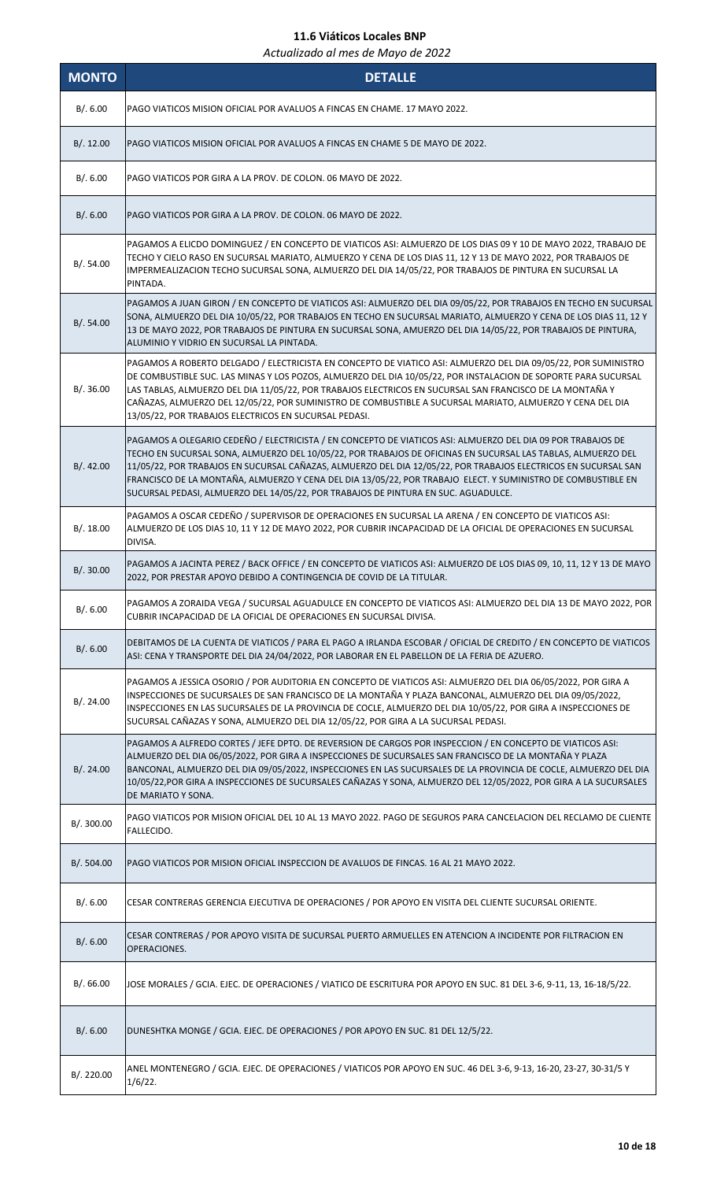# 11.6 Viáticos Locales BNP

*Actualizado al mes de Mayo de 2022*

| MONTO | DETALLE |
| --- | --- |
| B/. 6.00 | PAGO VIATICOS MISION OFICIAL POR AVALUOS A FINCAS EN CHAME. 17 MAYO 2022. |
| B/. 12.00 | PAGO VIATICOS MISION OFICIAL POR AVALUOS A FINCAS EN CHAME 5 DE MAYO DE 2022. |
| B/. 6.00 | PAGO VIATICOS POR GIRA A LA PROV. DE COLON. 06 MAYO DE 2022. |
| B/. 6.00 | PAGO VIATICOS POR GIRA A LA PROV. DE COLON. 06 MAYO DE 2022. |
| B/. 54.00 | PAGAMOS A ELICDO DOMINGUEZ / EN CONCEPTO DE VIATICOS ASI: ALMUERZO DE LOS DIAS 09 Y 10 DE MAYO 2022, TRABAJO DE TECHO Y CIELO RASO EN SUCURSAL MARIATO, ALMUERZO Y CENA DE LOS DIAS 11, 12 Y 13 DE MAYO 2022, POR TRABAJOS DE IMPERMEALIZACION TECHO SUCURSAL SONA, ALMUERZO DEL DIA 14/05/22, POR TRABAJOS DE PINTURA EN SUCURSAL LA PINTADA. |
| B/. 54.00 | PAGAMOS A JUAN GIRON / EN CONCEPTO DE VIATICOS ASI: ALMUERZO DEL DIA 09/05/22, POR TRABAJOS EN TECHO EN SUCURSAL SONA, ALMUERZO DEL DIA 10/05/22, POR TRABAJOS EN TECHO EN SUCURSAL MARIATO, ALMUERZO Y CENA DE LOS DIAS 11, 12 Y 13 DE MAYO 2022, POR TRABAJOS DE PINTURA EN SUCURSAL SONA, AMUERZO DEL DIA 14/05/22, POR TRABAJOS DE PINTURA, ALUMINIO Y VIDRIO EN SUCURSAL LA PINTADA. |
| B/. 36.00 | PAGAMOS A ROBERTO DELGADO / ELECTRICISTA EN CONCEPTO DE VIATICO ASI: ALMUERZO DEL DIA 09/05/22, POR SUMINISTRO DE COMBUSTIBLE SUC. LAS MINAS Y LOS POZOS, ALMUERZO DEL DIA 10/05/22, POR INSTALACION DE SOPORTE PARA SUCURSAL LAS TABLAS, ALMUERZO DEL DIA 11/05/22, POR TRABAJOS ELECTRICOS EN SUCURSAL SAN FRANCISCO DE LA MONTAÑA Y CAÑAZAS, ALMUERZO DEL 12/05/22, POR SUMINISTRO DE COMBUSTIBLE A SUCURSAL MARIATO, ALMUERZO Y CENA DEL DIA 13/05/22, POR TRABAJOS ELECTRICOS EN SUCURSAL PEDASI. |
| B/. 42.00 | PAGAMOS A OLEGARIO CEDEÑO / ELECTRICISTA / EN CONCEPTO DE VIATICOS ASI: ALMUERZO DEL DIA 09 POR TRABAJOS DE TECHO EN SUCURSAL SONA, ALMUERZO DEL 10/05/22, POR TRABAJOS DE OFICINAS EN SUCURSAL LAS TABLAS, ALMUERZO DEL 11/05/22, POR TRABAJOS EN SUCURSAL CAÑAZAS, ALMUERZO DEL DIA 12/05/22, POR TRABAJOS ELECTRICOS EN SUCURSAL SAN FRANCISCO DE LA MONTAÑA, ALMUERZO Y CENA DEL DIA 13/05/22, POR TRABAJO ELECT. Y SUMINISTRO DE COMBUSTIBLE EN SUCURSAL PEDASI, ALMUERZO DEL 14/05/22, POR TRABAJOS DE PINTURA EN SUC. AGUADULCE. |
| B/. 18.00 | PAGAMOS A OSCAR CEDEÑO / SUPERVISOR DE OPERACIONES EN SUCURSAL LA ARENA / EN CONCEPTO DE VIATICOS ASI: ALMUERZO DE LOS DIAS 10, 11 Y 12 DE MAYO 2022, POR CUBRIR INCAPACIDAD DE LA OFICIAL DE OPERACIONES EN SUCURSAL DIVISA. |
| B/. 30.00 | PAGAMOS A JACINTA PEREZ / BACK OFFICE / EN CONCEPTO DE VIATICOS ASI: ALMUERZO DE LOS DIAS 09, 10, 11, 12 Y 13 DE MAYO 2022, POR PRESTAR APOYO DEBIDO A CONTINGENCIA DE COVID DE LA TITULAR. |
| B/. 6.00 | PAGAMOS A ZORAIDA VEGA / SUCURSAL AGUADULCE EN CONCEPTO DE VIATICOS ASI: ALMUERZO DEL DIA 13 DE MAYO 2022, POR CUBRIR INCAPACIDAD DE LA OFICIAL DE OPERACIONES EN SUCURSAL DIVISA. |
| B/. 6.00 | DEBITAMOS DE LA CUENTA DE VIATICOS / PARA EL PAGO A IRLANDA ESCOBAR / OFICIAL DE CREDITO / EN CONCEPTO DE VIATICOS ASI: CENA Y TRANSPORTE DEL DIA 24/04/2022, POR LABORAR EN EL PABELLON DE LA FERIA DE AZUERO. |
| B/. 24.00 | PAGAMOS A JESSICA OSORIO / POR AUDITORIA EN CONCEPTO DE VIATICOS ASI: ALMUERZO DEL DIA 06/05/2022, POR GIRA A INSPECCIONES DE SUCURSALES DE SAN FRANCISCO DE LA MONTAÑA Y PLAZA BANCONAL, ALMUERZO DEL DIA 09/05/2022, INSPECCIONES EN LAS SUCURSALES DE LA PROVINCIA DE COCLE, ALMUERZO DEL DIA 10/05/22, POR GIRA A INSPECCIONES DE SUCURSAL CAÑAZAS Y SONA, ALMUERZO DEL DIA 12/05/22, POR GIRA A LA SUCURSAL PEDASI. |
| B/. 24.00 | PAGAMOS A ALFREDO CORTES / JEFE DPTO. DE REVERSION DE CARGOS POR INSPECCION / EN CONCEPTO DE VIATICOS ASI: ALMUERZO DEL DIA 06/05/2022, POR GIRA A INSPECCIONES DE SUCURSALES SAN FRANCISCO DE LA MONTAÑA Y PLAZA BANCONAL, ALMUERZO DEL DIA 09/05/2022, INSPECCIONES EN LAS SUCURSALES DE LA PROVINCIA DE COCLE, ALMUERZO DEL DIA 10/05/22,POR GIRA A INSPECCIONES DE SUCURSALES CAÑAZAS Y SONA, ALMUERZO DEL 12/05/2022, POR GIRA A LA SUCURSALES DE MARIATO Y SONA. |
| B/. 300.00 | PAGO VIATICOS POR MISION OFICIAL DEL 10 AL 13 MAYO 2022. PAGO DE SEGUROS PARA CANCELACION DEL RECLAMO DE CLIENTE FALLECIDO. |
| B/. 504.00 | PAGO VIATICOS POR MISION OFICIAL INSPECCION DE AVALUOS DE FINCAS. 16 AL 21 MAYO 2022. |
| B/. 6.00 | CESAR CONTRERAS GERENCIA EJECUTIVA DE OPERACIONES / POR APOYO EN VISITA DEL CLIENTE SUCURSAL ORIENTE. |
| B/. 6.00 | CESAR CONTRERAS / POR APOYO VISITA DE SUCURSAL PUERTO ARMUELLES EN ATENCION A INCIDENTE POR FILTRACION EN OPERACIONES. |
| B/. 66.00 | JOSE MORALES / GCIA. EJEC. DE OPERACIONES / VIATICO DE ESCRITURA POR APOYO EN SUC. 81 DEL 3-6, 9-11, 13, 16-18/5/22. |
| B/. 6.00 | DUNESHTKA MONGE / GCIA. EJEC. DE OPERACIONES / POR APOYO EN SUC. 81 DEL 12/5/22. |
| B/. 220.00 | ANEL MONTENEGRO / GCIA. EJEC. DE OPERACIONES / VIATICOS POR APOYO EN SUC. 46 DEL 3-6, 9-13, 16-20, 23-27, 30-31/5 Y 1/6/22. |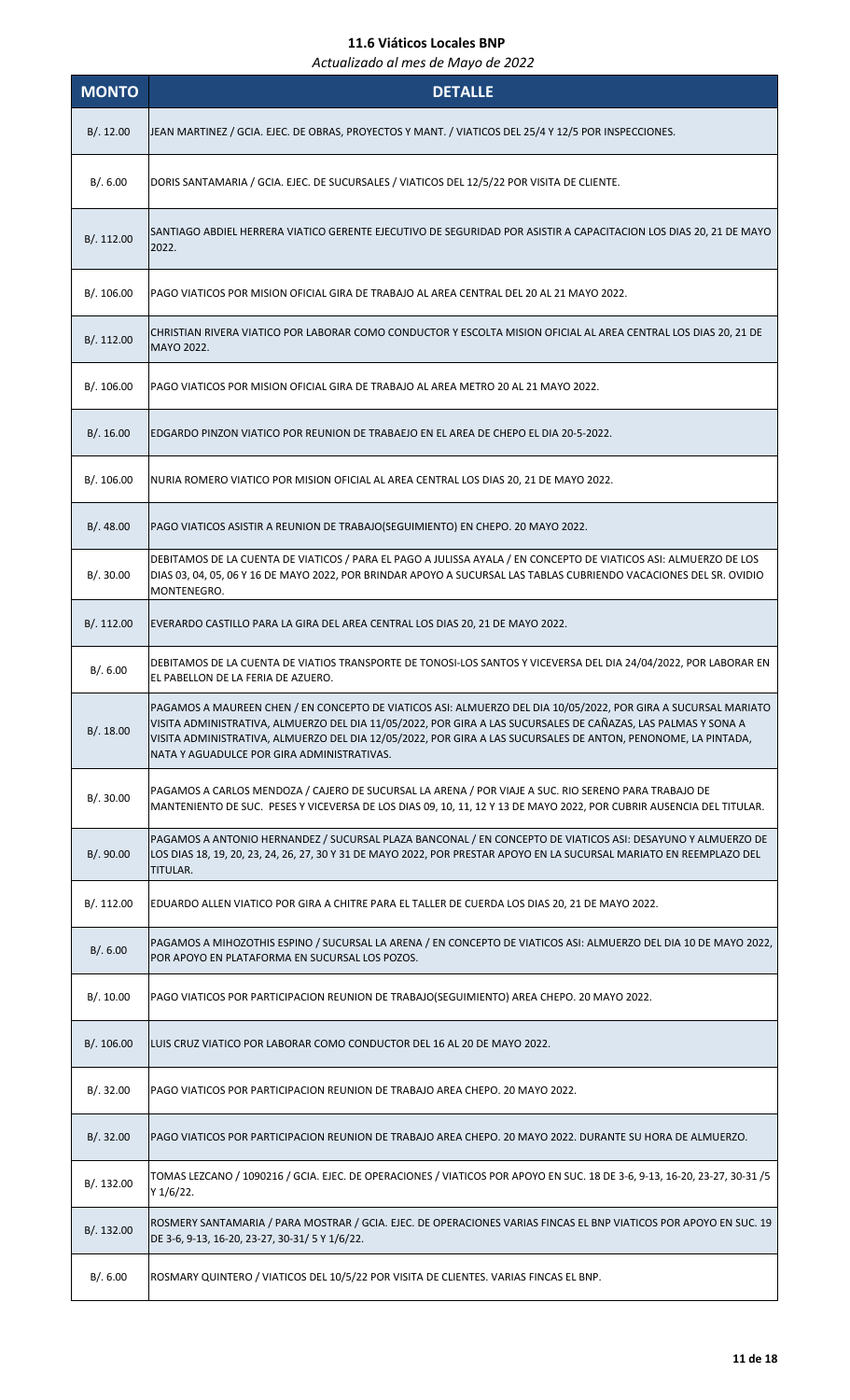# 11.6 Viáticos Locales BNP

*Actualizado al mes de Mayo de 2022*

| MONTO | DETALLE |
|---|---|
| B/. 12.00 | JEAN MARTINEZ / GCIA. EJEC. DE OBRAS, PROYECTOS Y MANT. / VIATICOS DEL 25/4 Y 12/5 POR INSPECCIONES. |
| B/. 6.00 | DORIS SANTAMARIA / GCIA. EJEC. DE SUCURSALES / VIATICOS DEL 12/5/22 POR VISITA DE CLIENTE. |
| B/. 112.00 | SANTIAGO ABDIEL HERRERA VIATICO GERENTE EJECUTIVO DE SEGURIDAD POR ASISTIR A CAPACITACION LOS DIAS 20, 21 DE MAYO 2022. |
| B/. 106.00 | PAGO VIATICOS POR MISION OFICIAL GIRA DE TRABAJO AL AREA CENTRAL DEL 20 AL 21 MAYO 2022. |
| B/. 112.00 | CHRISTIAN RIVERA VIATICO POR LABORAR COMO CONDUCTOR Y ESCOLTA MISION OFICIAL AL AREA CENTRAL LOS DIAS 20, 21 DE MAYO 2022. |
| B/. 106.00 | PAGO VIATICOS POR MISION OFICIAL GIRA DE TRABAJO AL AREA METRO 20 AL 21 MAYO 2022. |
| B/. 16.00 | EDGARDO PINZON VIATICO POR REUNION DE TRABAEJO EN EL AREA DE CHEPO EL DIA 20-5-2022. |
| B/. 106.00 | NURIA ROMERO VIATICO POR MISION OFICIAL AL AREA CENTRAL LOS DIAS 20, 21 DE MAYO 2022. |
| B/. 48.00 | PAGO VIATICOS ASISTIR A REUNION DE TRABAJO(SEGUIMIENTO) EN CHEPO. 20 MAYO 2022. |
| B/. 30.00 | DEBITAMOS DE LA CUENTA DE VIATICOS / PARA EL PAGO A JULISSA AYALA / EN CONCEPTO DE VIATICOS ASI: ALMUERZO DE LOS DIAS 03, 04, 05, 06 Y 16 DE MAYO 2022, POR BRINDAR APOYO A SUCURSAL LAS TABLAS CUBRIENDO VACACIONES DEL SR. OVIDIO MONTENEGRO. |
| B/. 112.00 | EVERARDO CASTILLO PARA LA GIRA DEL AREA CENTRAL LOS DIAS 20, 21 DE MAYO 2022. |
| B/. 6.00 | DEBITAMOS DE LA CUENTA DE VIATIOS TRANSPORTE DE TONOSI-LOS SANTOS Y VICEVERSA DEL DIA 24/04/2022, POR LABORAR EN EL PABELLON DE LA FERIA DE AZUERO. |
| B/. 18.00 | PAGAMOS A MAUREEN CHEN / EN CONCEPTO DE VIATICOS ASI: ALMUERZO DEL DIA 10/05/2022, POR GIRA A SUCURSAL MARIATO VISITA ADMINISTRATIVA, ALMUERZO DEL DIA 11/05/2022, POR GIRA A LAS SUCURSALES DE CAÑAZAS, LAS PALMAS Y SONA A VISITA ADMINISTRATIVA, ALMUERZO DEL DIA 12/05/2022, POR GIRA A LAS SUCURSALES DE ANTON, PENONOME, LA PINTADA, NATA Y AGUADULCE POR GIRA ADMINISTRATIVAS. |
| B/. 30.00 | PAGAMOS A CARLOS MENDOZA / CAJERO DE SUCURSAL LA ARENA / POR VIAJE A SUC. RIO SERENO PARA TRABAJO DE MANTENIENTO DE SUC. PESES Y VICEVERSA DE LOS DIAS 09, 10, 11, 12 Y 13 DE MAYO 2022, POR CUBRIR AUSENCIA DEL TITULAR. |
| B/. 90.00 | PAGAMOS A ANTONIO HERNANDEZ / SUCURSAL PLAZA BANCONAL / EN CONCEPTO DE VIATICOS ASI: DESAYUNO Y ALMUERZO DE LOS DIAS 18, 19, 20, 23, 24, 26, 27, 30 Y 31 DE MAYO 2022, POR PRESTAR APOYO EN LA SUCURSAL MARIATO EN REEMPLAZO DEL TITULAR. |
| B/. 112.00 | EDUARDO ALLEN VIATICO POR GIRA A CHITRE PARA EL TALLER DE CUERDA LOS DIAS 20, 21 DE MAYO 2022. |
| B/. 6.00 | PAGAMOS A MIHOZOTHIS ESPINO / SUCURSAL LA ARENA / EN CONCEPTO DE VIATICOS ASI: ALMUERZO DEL DIA 10 DE MAYO 2022, POR APOYO EN PLATAFORMA EN SUCURSAL LOS POZOS. |
| B/. 10.00 | PAGO VIATICOS POR PARTICIPACION REUNION DE TRABAJO(SEGUIMIENTO) AREA CHEPO. 20 MAYO 2022. |
| B/. 106.00 | LUIS CRUZ VIATICO POR LABORAR COMO CONDUCTOR DEL 16 AL 20 DE MAYO 2022. |
| B/. 32.00 | PAGO VIATICOS POR PARTICIPACION REUNION DE TRABAJO AREA CHEPO. 20 MAYO 2022. |
| B/. 32.00 | PAGO VIATICOS POR PARTICIPACION REUNION DE TRABAJO AREA CHEPO. 20 MAYO 2022. DURANTE SU HORA DE ALMUERZO. |
| B/. 132.00 | TOMAS LEZCANO / 1090216 / GCIA. EJEC. DE OPERACIONES / VIATICOS POR APOYO EN SUC. 18 DE 3-6, 9-13, 16-20, 23-27, 30-31 /5 Y 1/6/22. |
| B/. 132.00 | ROSMERY SANTAMARIA / PARA MOSTRAR / GCIA. EJEC. DE OPERACIONES VARIAS FINCAS EL BNP VIATICOS POR APOYO EN SUC. 19 DE 3-6, 9-13, 16-20, 23-27, 30-31/ 5 Y 1/6/22. |
| B/. 6.00 | ROSMARY QUINTERO / VIATICOS DEL 10/5/22 POR VISITA DE CLIENTES. VARIAS FINCAS EL BNP. |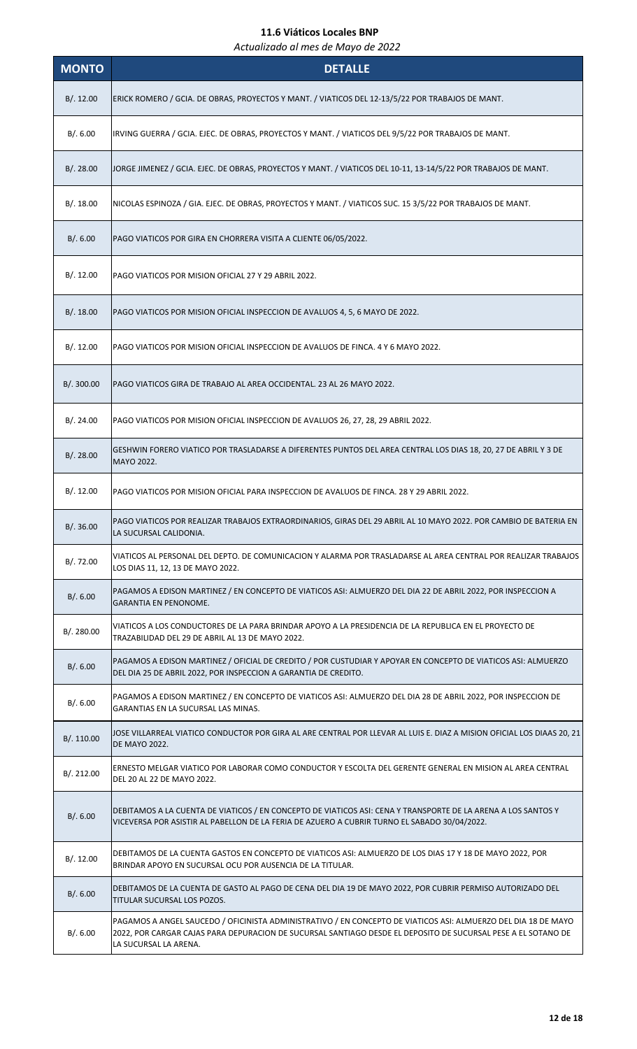## 11.6 Viáticos Locales BNP

*Actualizado al mes de Mayo de 2022*

| MONTO | DETALLE |
|---|---|
| B/. 12.00 | ERICK ROMERO / GCIA. DE OBRAS, PROYECTOS Y MANT. / VIATICOS DEL 12-13/5/22 POR TRABAJOS DE MANT. |
| B/. 6.00 | IRVING GUERRA / GCIA. EJEC. DE OBRAS, PROYECTOS Y MANT. / VIATICOS DEL 9/5/22 POR TRABAJOS DE MANT. |
| B/. 28.00 | JORGE JIMENEZ / GCIA. EJEC. DE OBRAS, PROYECTOS Y MANT. / VIATICOS DEL 10-11, 13-14/5/22 POR TRABAJOS DE MANT. |
| B/. 18.00 | NICOLAS ESPINOZA / GIA. EJEC. DE OBRAS, PROYECTOS Y MANT. / VIATICOS SUC. 15 3/5/22 POR TRABAJOS DE MANT. |
| B/. 6.00 | PAGO VIATICOS POR GIRA EN CHORRERA VISITA A CLIENTE 06/05/2022. |
| B/. 12.00 | PAGO VIATICOS POR MISION OFICIAL 27 Y 29 ABRIL 2022. |
| B/. 18.00 | PAGO VIATICOS POR MISION OFICIAL INSPECCION DE AVALUOS 4, 5, 6 MAYO DE 2022. |
| B/. 12.00 | PAGO VIATICOS POR MISION OFICIAL INSPECCION DE AVALUOS DE FINCA. 4 Y 6 MAYO 2022. |
| B/. 300.00 | PAGO VIATICOS GIRA DE TRABAJO AL AREA OCCIDENTAL. 23 AL 26 MAYO 2022. |
| B/. 24.00 | PAGO VIATICOS POR MISION OFICIAL INSPECCION DE AVALUOS 26, 27, 28, 29 ABRIL 2022. |
| B/. 28.00 | GESHWIN FORERO VIATICO POR TRASLADARSE A DIFERENTES PUNTOS DEL AREA CENTRAL LOS DIAS 18, 20, 27 DE ABRIL Y 3 DE MAYO 2022. |
| B/. 12.00 | PAGO VIATICOS POR MISION OFICIAL PARA INSPECCION DE AVALUOS DE FINCA. 28 Y 29 ABRIL 2022. |
| B/. 36.00 | PAGO VIATICOS POR REALIZAR TRABAJOS EXTRAORDINARIOS, GIRAS DEL 29 ABRIL AL 10 MAYO 2022. POR CAMBIO DE BATERIA EN LA SUCURSAL CALIDONIA. |
| B/. 72.00 | VIATICOS AL PERSONAL DEL DEPTO. DE COMUNICACION Y ALARMA POR TRASLADARSE AL AREA CENTRAL POR REALIZAR TRABAJOS LOS DIAS 11, 12, 13 DE MAYO 2022. |
| B/. 6.00 | PAGAMOS A EDISON MARTINEZ / EN CONCEPTO DE VIATICOS ASI: ALMUERZO DEL DIA 22 DE ABRIL 2022, POR INSPECCION A GARANTIA EN PENONOME. |
| B/. 280.00 | VIATICOS A LOS CONDUCTORES DE LA PARA BRINDAR APOYO A LA PRESIDENCIA DE LA REPUBLICA EN EL PROYECTO DE TRAZABILIDAD DEL 29 DE ABRIL AL 13 DE MAYO 2022. |
| B/. 6.00 | PAGAMOS A EDISON MARTINEZ / OFICIAL DE CREDITO / POR CUSTUDIAR Y APOYAR EN CONCEPTO DE VIATICOS ASI: ALMUERZO DEL DIA 25 DE ABRIL 2022, POR INSPECCION A GARANTIA DE CREDITO. |
| B/. 6.00 | PAGAMOS A EDISON MARTINEZ / EN CONCEPTO DE VIATICOS ASI: ALMUERZO DEL DIA 28 DE ABRIL 2022, POR INSPECCION DE GARANTIAS EN LA SUCURSAL LAS MINAS. |
| B/. 110.00 | JOSE VILLARREAL VIATICO CONDUCTOR POR GIRA AL ARE CENTRAL POR LLEVAR AL LUIS E. DIAZ A MISION OFICIAL LOS DIAAS 20, 21 DE MAYO 2022. |
| B/. 212.00 | ERNESTO MELGAR VIATICO POR LABORAR COMO CONDUCTOR Y ESCOLTA DEL GERENTE GENERAL EN MISION AL AREA CENTRAL DEL 20 AL 22 DE MAYO 2022. |
| B/. 6.00 | DEBITAMOS A LA CUENTA DE VIATICOS / EN CONCEPTO DE VIATICOS ASI: CENA Y TRANSPORTE DE LA ARENA A LOS SANTOS Y VICEVERSA POR ASISTIR AL PABELLON DE LA FERIA DE AZUERO A CUBRIR TURNO EL SABADO 30/04/2022. |
| B/. 12.00 | DEBITAMOS DE LA CUENTA GASTOS EN CONCEPTO DE VIATICOS ASI: ALMUERZO DE LOS DIAS 17 Y 18 DE MAYO 2022, POR BRINDAR APOYO EN SUCURSAL OCU POR AUSENCIA DE LA TITULAR. |
| B/. 6.00 | DEBITAMOS DE LA CUENTA DE GASTO AL PAGO DE CENA DEL DIA 19 DE MAYO 2022, POR CUBRIR PERMISO AUTORIZADO DEL TITULAR SUCURSAL LOS POZOS. |
| B/. 6.00 | PAGAMOS A ANGEL SAUCEDO / OFICINISTA ADMINISTRATIVO / EN CONCEPTO DE VIATICOS ASI: ALMUERZO DEL DIA 18 DE MAYO 2022, POR CARGAR CAJAS PARA DEPURACION DE SUCURSAL SANTIAGO DESDE EL DEPOSITO DE SUCURSAL PESE A EL SOTANO DE LA SUCURSAL LA ARENA. |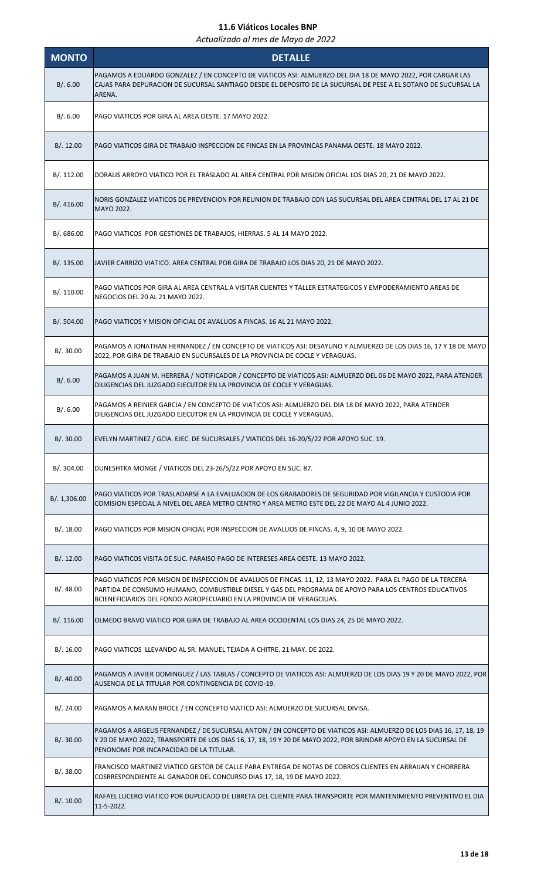# 11.6 Viáticos Locales BNP

*Actualizado al mes de Mayo de 2022*

| MONTO | DETALLE |
|---|---|
| B/. 6.00 | PAGAMOS A EDUARDO GONZALEZ / EN CONCEPTO DE VIATICOS ASI: ALMUERZO DEL DIA 18 DE MAYO 2022, POR CARGAR LAS CAJAS PARA DEPURACION DE SUCURSAL SANTIAGO DESDE EL DEPOSITO DE LA SUCURSAL DE PESE A EL SOTANO DE SUCURSAL LA ARENA. |
| B/. 6.00 | PAGO VIATICOS POR GIRA AL AREA OESTE. 17 MAYO 2022. |
| B/. 12.00 | PAGO VIATICOS GIRA DE TRABAJO INSPECCION DE FINCAS EN LA PROVINCAS PANAMA OESTE. 18 MAYO 2022. |
| B/. 112.00 | DORALIS ARROYO VIATICO POR EL TRASLADO AL AREA CENTRAL POR MISION OFICIAL LOS DIAS 20, 21 DE MAYO 2022. |
| B/. 416.00 | NORIS GONZALEZ VIATICOS DE PREVENCION POR REUNION DE TRABAJO CON LAS SUCURSAL DEL AREA CENTRAL DEL 17 AL 21 DE MAYO 2022. |
| B/. 686.00 | PAGO VIATICOS POR GESTIONES DE TRABAJOS, HIERRAS. 5 AL 14 MAYO 2022. |
| B/. 135.00 | JAVIER CARRIZO VIATICO. AREA CENTRAL POR GIRA DE TRABAJO LOS DIAS 20, 21 DE MAYO 2022. |
| B/. 110.00 | PAGO VIATICOS POR GIRA AL AREA CENTRAL A VISITAR CLIENTES Y TALLER ESTRATEGICOS Y EMPODERAMIENTO AREAS DE NEGOCIOS DEL 20 AL 21 MAYO 2022. |
| B/. 504.00 | PAGO VIATICOS Y MISION OFICIAL DE AVALUOS A FINCAS. 16 AL 21 MAYO 2022. |
| B/. 30.00 | PAGAMOS A JONATHAN HERNANDEZ / EN CONCEPTO DE VIATICOS ASI: DESAYUNO Y ALMUERZO DE LOS DIAS 16, 17 Y 18 DE MAYO 2022, POR GIRA DE TRABAJO EN SUCURSALES DE LA PROVINCIA DE COCLE Y VERAGUAS. |
| B/. 6.00 | PAGAMOS A JUAN M. HERRERA / NOTIFICADOR / CONCEPTO DE VIATICOS ASI: ALMUERZO DEL 06 DE MAYO 2022, PARA ATENDER DILIGENCIAS DEL JUZGADO EJECUTOR EN LA PROVINCIA DE COCLE Y VERAGUAS. |
| B/. 6.00 | PAGAMOS A REINIER GARCIA / EN CONCEPTO DE VIATICOS ASI: ALMUERZO DEL DIA 18 DE MAYO 2022, PARA ATENDER DILIGENCIAS DEL JUZGADO EJECUTOR EN LA PROVINCIA DE COCLE Y VERAGUAS. |
| B/. 30.00 | EVELYN MARTINEZ / GCIA. EJEC. DE SUCURSALES / VIATICOS DEL 16-20/5/22 POR APOYO SUC. 19. |
| B/. 304.00 | DUNESHTKA MONGE / VIATICOS DEL 23-26/5/22 POR APOYO EN SUC. 87. |
| B/. 1,306.00 | PAGO VIATICOS POR TRASLADARSE A LA EVALUACION DE LOS GRABADORES DE SEGURIDAD POR VIGILANCIA Y CUSTODIA POR COMISION ESPECIAL A NIVEL DEL AREA METRO CENTRO Y AREA METRO ESTE DEL 22 DE MAYO AL 4 JUNIO 2022. |
| B/. 18.00 | PAGO VIATICOS POR MISION OFICIAL POR INSPECCION DE AVALUOS DE FINCAS. 4, 9, 10 DE MAYO 2022. |
| B/. 12.00 | PAGO VIATICOS VISITA DE SUC. PARAISO PAGO DE INTERESES AREA OESTE. 13 MAYO 2022. |
| B/. 48.00 | PAGO VIATICOS POR MISION DE INSPECCION DE AVALUOS DE FINCAS. 11, 12, 13 MAYO 2022. PARA EL PAGO DE LA TERCERA PARTIDA DE CONSUMO HUMANO, COMBUSTIBLE DIESEL Y GAS DEL PROGRAMA DE APOYO PARA LOS CENTROS EDUCATIVOS BCIENEFICIARIOS DEL FONDO AGROPECUARIO EN LA PROVINCIA DE VERAGCIUAS. |
| B/. 116.00 | OLMEDO BRAVO VIATICO POR GIRA DE TRABAJO AL AREA OCCIDENTAL LOS DIAS 24, 25 DE MAYO 2022. |
| B/. 16.00 | PAGO VIATICOS LLEVANDO AL SR. MANUEL TEJADA A CHITRE. 21 MAY. DE 2022. |
| B/. 40.00 | PAGAMOS A JAVIER DOMINGUEZ / LAS TABLAS / CONCEPTO DE VIATICOS ASI: ALMUERZO DE LOS DIAS 19 Y 20 DE MAYO 2022, POR AUSENCIA DE LA TITULAR POR CONTINGENCIA DE COVID-19. |
| B/. 24.00 | PAGAMOS A MARAN BROCE / EN CONCEPTO VIATICO ASI: ALMUERZO DE SUCURSAL DIVISA. |
| B/. 30.00 | PAGAMOS A ARGELIS FERNANDEZ / DE SUCURSAL ANTON / EN CONCEPTO DE VIATICOS ASI: ALMUERZO DE LOS DIAS 16, 17, 18, 19 Y 20 DE MAYO 2022, TRANSPORTE DE LOS DIAS 16, 17, 18, 19 Y 20 DE MAYO 2022, POR BRINDAR APOYO EN LA SUCURSAL DE PENONOME POR INCAPACIDAD DE LA TITULAR. |
| B/. 38.00 | FRANCISCO MARTINEZ VIATICO GESTOR DE CALLE PARA ENTREGA DE NOTAS DE COBROS CLIENTES EN ARRAIJAN Y CHORRERA COSRRESPONDIENTE AL GANADOR DEL CONCURSO DIAS 17, 18, 19 DE MAYO 2022. |
| B/. 10.00 | RAFAEL LUCERO VIATICO POR DUPLICADO DE LIBRETA DEL CLIENTE PARA TRANSPORTE POR MANTENIMIENTO PREVENTIVO EL DIA 11-5-2022. |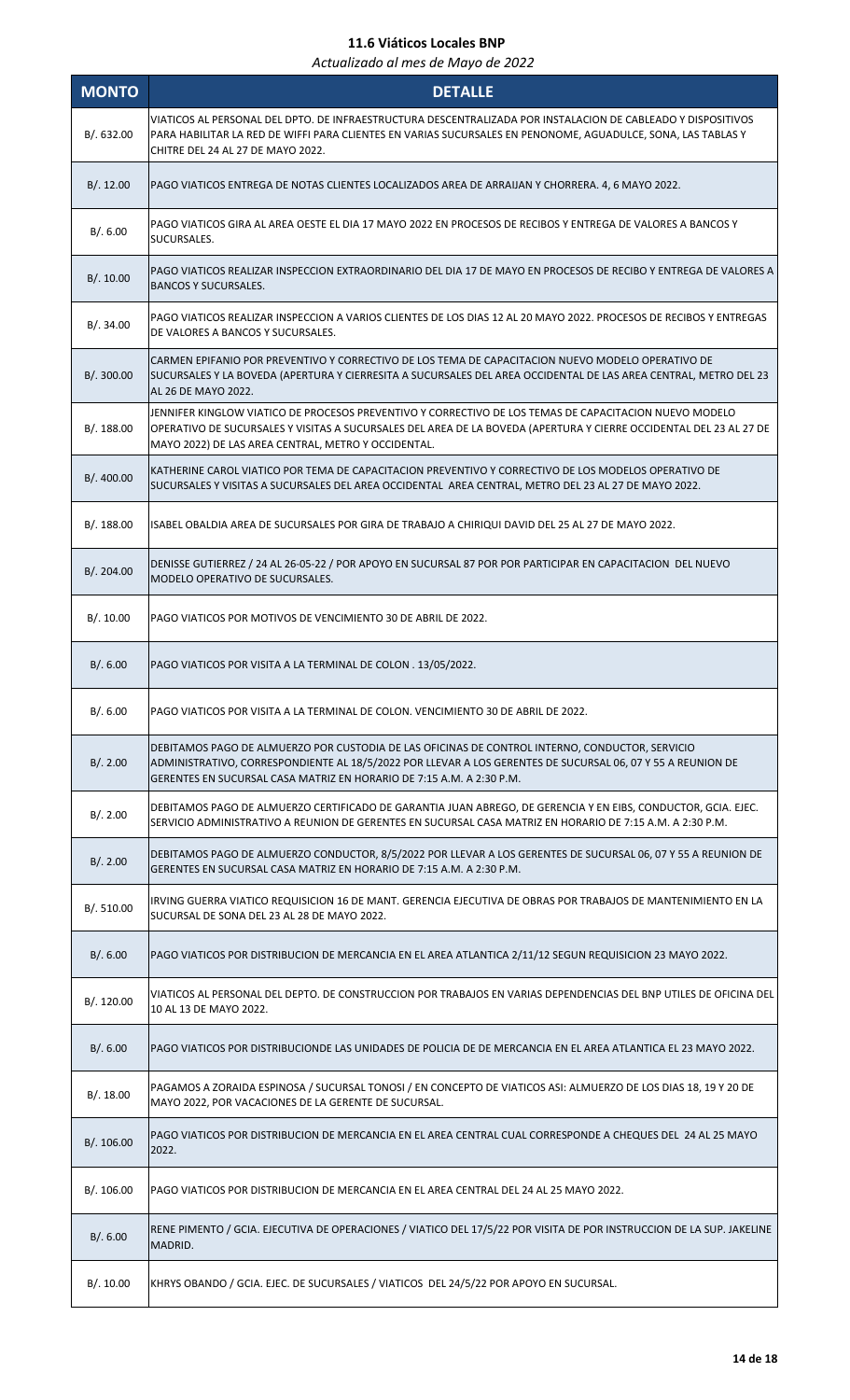## 11.6 Viáticos Locales BNP

*Actualizado al mes de Mayo de 2022*

| MONTO | DETALLE |
|---|---|
| B/. 632.00 | VIATICOS AL PERSONAL DEL DPTO. DE INFRAESTRUCTURA DESCENTRALIZADA POR INSTALACION DE CABLEADO Y DISPOSITIVOS PARA HABILITAR LA RED DE WIFFI PARA CLIENTES EN VARIAS SUCURSALES EN PENONOME, AGUADULCE, SONA, LAS TABLAS Y CHITRE DEL 24 AL 27 DE MAYO 2022. |
| B/. 12.00 | PAGO VIATICOS ENTREGA DE NOTAS CLIENTES LOCALIZADOS AREA DE ARRAIJAN Y CHORRERA. 4, 6 MAYO 2022. |
| B/. 6.00 | PAGO VIATICOS GIRA AL AREA OESTE EL DIA 17 MAYO 2022 EN PROCESOS DE RECIBOS Y ENTREGA DE VALORES A BANCOS Y SUCURSALES. |
| B/. 10.00 | PAGO VIATICOS REALIZAR INSPECCION EXTRAORDINARIO DEL DIA 17 DE MAYO EN PROCESOS DE RECIBO Y ENTREGA DE VALORES A BANCOS Y SUCURSALES. |
| B/. 34.00 | PAGO VIATICOS REALIZAR INSPECCION A VARIOS CLIENTES DE LOS DIAS 12 AL 20 MAYO 2022. PROCESOS DE RECIBOS Y ENTREGAS DE VALORES A BANCOS Y SUCURSALES. |
| B/. 300.00 | CARMEN EPIFANIO POR PREVENTIVO Y CORRECTIVO DE LOS TEMA DE CAPACITACION NUEVO MODELO OPERATIVO DE SUCURSALES Y LA BOVEDA (APERTURA Y CIERRESITA A SUCURSALES DEL AREA OCCIDENTAL DE LAS AREA CENTRAL, METRO DEL 23 AL 26 DE MAYO 2022. |
| B/. 188.00 | JENNIFER KINGLOW VIATICO DE PROCESOS PREVENTIVO Y CORRECTIVO DE LOS TEMAS DE CAPACITACION NUEVO MODELO OPERATIVO DE SUCURSALES Y VISITAS A SUCURSALES DEL AREA DE LA BOVEDA (APERTURA Y CIERRE OCCIDENTAL DEL 23 AL 27 DE MAYO 2022) DE LAS AREA CENTRAL, METRO Y OCCIDENTAL. |
| B/. 400.00 | KATHERINE CAROL VIATICO POR TEMA DE CAPACITACION PREVENTIVO Y CORRECTIVO DE LOS MODELOS OPERATIVO DE SUCURSALES Y VISITAS A SUCURSALES DEL AREA OCCIDENTAL AREA CENTRAL, METRO DEL 23 AL 27 DE MAYO 2022. |
| B/. 188.00 | ISABEL OBALDIA AREA DE SUCURSALES POR GIRA DE TRABAJO A CHIRIQUI DAVID DEL 25 AL 27 DE MAYO 2022. |
| B/. 204.00 | DENISSE GUTIERREZ / 24 AL 26-05-22 / POR APOYO EN SUCURSAL 87 POR POR PARTICIPAR EN CAPACITACION DEL NUEVO MODELO OPERATIVO DE SUCURSALES. |
| B/. 10.00 | PAGO VIATICOS POR MOTIVOS DE VENCIMIENTO 30 DE ABRIL DE 2022. |
| B/. 6.00 | PAGO VIATICOS POR VISITA A LA TERMINAL DE COLON . 13/05/2022. |
| B/. 6.00 | PAGO VIATICOS POR VISITA A LA TERMINAL DE COLON. VENCIMIENTO 30 DE ABRIL DE 2022. |
| B/. 2.00 | DEBITAMOS PAGO DE ALMUERZO POR CUSTODIA DE LAS OFICINAS DE CONTROL INTERNO, CONDUCTOR, SERVICIO ADMINISTRATIVO, CORRESPONDIENTE AL 18/5/2022 POR LLEVAR A LOS GERENTES DE SUCURSAL 06, 07 Y 55 A REUNION DE GERENTES EN SUCURSAL CASA MATRIZ EN HORARIO DE 7:15 A.M. A 2:30 P.M. |
| B/. 2.00 | DEBITAMOS PAGO DE ALMUERZO CERTIFICADO DE GARANTIA JUAN ABREGO, DE GERENCIA Y EN EIBS, CONDUCTOR, GCIA. EJEC. SERVICIO ADMINISTRATIVO A REUNION DE GERENTES EN SUCURSAL CASA MATRIZ EN HORARIO DE 7:15 A.M. A 2:30 P.M. |
| B/. 2.00 | DEBITAMOS PAGO DE ALMUERZO CONDUCTOR, 8/5/2022 POR LLEVAR A LOS GERENTES DE SUCURSAL 06, 07 Y 55 A REUNION DE GERENTES EN SUCURSAL CASA MATRIZ EN HORARIO DE 7:15 A.M. A 2:30 P.M. |
| B/. 510.00 | IRVING GUERRA VIATICO REQUISICION 16 DE MANT. GERENCIA EJECUTIVA DE OBRAS POR TRABAJOS DE MANTENIMIENTO EN LA SUCURSAL DE SONA DEL 23 AL 28 DE MAYO 2022. |
| B/. 6.00 | PAGO VIATICOS POR DISTRIBUCION DE MERCANCIA EN EL AREA ATLANTICA 2/11/12 SEGUN REQUISICION 23 MAYO 2022. |
| B/. 120.00 | VIATICOS AL PERSONAL DEL DEPTO. DE CONSTRUCCION POR TRABAJOS EN VARIAS DEPENDENCIAS DEL BNP UTILES DE OFICINA DEL 10 AL 13 DE MAYO 2022. |
| B/. 6.00 | PAGO VIATICOS POR DISTRIBUCIONDE LAS UNIDADES DE POLICIA DE DE MERCANCIA EN EL AREA ATLANTICA EL 23 MAYO 2022. |
| B/. 18.00 | PAGAMOS A ZORAIDA ESPINOSA / SUCURSAL TONOSI / EN CONCEPTO DE VIATICOS ASI: ALMUERZO DE LOS DIAS 18, 19 Y 20 DE MAYO 2022, POR VACACIONES DE LA GERENTE DE SUCURSAL. |
| B/. 106.00 | PAGO VIATICOS POR DISTRIBUCION DE MERCANCIA EN EL AREA CENTRAL CUAL CORRESPONDE A CHEQUES DEL 24 AL 25 MAYO 2022. |
| B/. 106.00 | PAGO VIATICOS POR DISTRIBUCION DE MERCANCIA EN EL AREA CENTRAL DEL 24 AL 25 MAYO 2022. |
| B/. 6.00 | RENE PIMENTO / GCIA. EJECUTIVA DE OPERACIONES / VIATICO DEL 17/5/22 POR VISITA DE POR INSTRUCCION DE LA SUP. JAKELINE MADRID. |
| B/. 10.00 | KHRYS OBANDO / GCIA. EJEC. DE SUCURSALES / VIATICOS DEL 24/5/22 POR APOYO EN SUCURSAL. |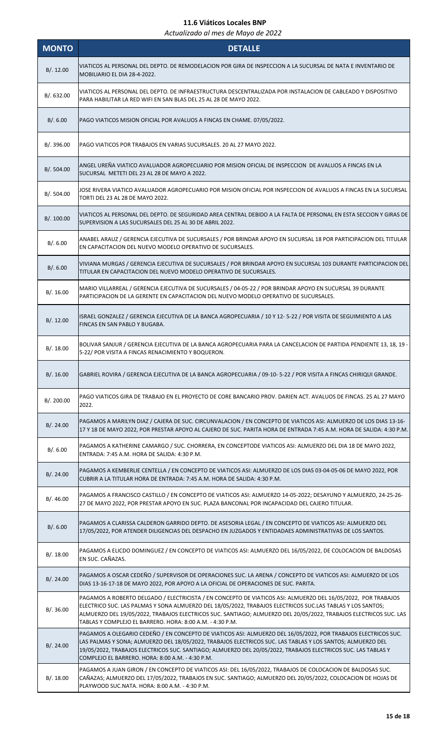# 11.6 Viáticos Locales BNP

*Actualizado al mes de Mayo de 2022*

| MONTO | DETALLE |
|---|---|
| B/. 12.00 | VIATICOS AL PERSONAL DEL DEPTO. DE REMODELACION POR GIRA DE INSPECCION A LA SUCURSAL DE NATA E INVENTARIO DE MOBILIARIO EL DIA 28-4-2022. |
| B/. 632.00 | VIATICOS AL PERSONAL DEL DEPTO. DE INFRAESTRUCTURA DESCENTRALIZADA POR INSTALACION DE CABLEADO Y DISPOSITIVO PARA HABILITAR LA RED WIFI EN SAN BLAS DEL 25 AL 28 DE MAYO 2022. |
| B/. 6.00 | PAGO VIATICOS MISION OFICIAL POR AVALUOS A FINCAS EN CHAME. 07/05/2022. |
| B/. 396.00 | PAGO VIATICOS POR TRABAJOS EN VARIAS SUCURSALES. 20 AL 27 MAYO 2022. |
| B/. 504.00 | ANGEL UREÑA VIATICO AVALUADOR AGROPECUARIO POR MISION OFICIAL DE INSPECCION DE AVALUOS A FINCAS EN LA SUCURSAL METETI DEL 23 AL 28 DE MAYO A 2022. |
| B/. 504.00 | JOSE RIVERA VIATICO AVALUADOR AGROPECUARIO POR MISION OFICIAL POR INSPECCION DE AVALUOS A FINCAS EN LA SUCURSAL TORTI DEL 23 AL 28 DE MAYO 2022. |
| B/. 100.00 | VIATICOS AL PERSONAL DEL DEPTO. DE SEGURIDAD AREA CENTRAL DEBIDO A LA FALTA DE PERSONAL EN ESTA SECCION Y GIRAS DE SUPERVISION A LAS SUCURSALES DEL 25 AL 30 DE ABRIL 2022. |
| B/. 6.00 | ANABEL ARAUZ / GERENCIA EJECUTIVA DE SUCURSALES / POR BRINDAR APOYO EN SUCURSAL 18 POR PARTICIPACION DEL TITULAR EN CAPACITACION DEL NUEVO MODELO OPERATIVO DE SUCURSALES. |
| B/. 6.00 | VIVIANA MURGAS / GERENCIA EJECUTIVA DE SUCURSALES / POR BRINDAR APOYO EN SUCURSAL 103 DURANTE PARTICIPACION DEL TITULAR EN CAPACITACION DEL NUEVO MODELO OPERATIVO DE SUCURSALES. |
| B/. 16.00 | MARIO VILLARREAL / GERENCIA EJECUTIVA DE SUCURSALES / 04-05-22 / POR BRINDAR APOYO EN SUCURSAL 39 DURANTE PARTICIPACION DE LA GERENTE EN CAPACITACION DEL NUEVO MODELO OPERATIVO DE SUCURSALES. |
| B/. 12.00 | ISRAEL GONZALEZ / GERENCIA EJECUTIVA DE LA BANCA AGROPECUARIA / 10 Y 12- 5-22 / POR VISITA DE SEGUIMIENTO A LAS FINCAS EN SAN PABLO Y BUGABA. |
| B/. 18.00 | BOLIVAR SANJUR / GERENCIA EJECUTIVA DE LA BANCA AGROPECUARIA PARA LA CANCELACION DE PARTIDA PENDIENTE 13, 18, 19 - 5-22/ POR VISITA A FINCAS RENACIMIENTO Y BOQUERON. |
| B/. 16.00 | GABRIEL ROVIRA / GERENCIA EJECUTIVA DE LA BANCA AGROPECUARIA / 09-10- 5-22 / POR VISITA A FINCAS CHIRIQUI GRANDE. |
| B/. 200.00 | PAGO VIATICOS GIRA DE TRABAJO EN EL PROYECTO DE CORE BANCARIO PROV. DARIEN ACT. AVALUOS DE FINCAS. 25 AL 27 MAYO 2022. |
| B/. 24.00 | PAGAMOS A MARILYN DIAZ / CAJERA DE SUC. CIRCUNVALACION / EN CONCEPTO DE VIATICOS ASI: ALMUERZO DE LOS DIAS 13-16-17 Y 18 DE MAYO 2022, POR PRESTAR APOYO AL CAJERO DE SUC. PARITA HORA DE ENTRADA 7:45 A.M. HORA DE SALIDA: 4:30 P.M. |
| B/. 6.00 | PAGAMOS A KATHERINE CAMARGO / SUC. CHORRERA, EN CONCEPTODE VIATICOS ASI: ALMUERZO DEL DIA 18 DE MAYO 2022, ENTRADA: 7:45 A.M. HORA DE SALIDA: 4:30 P.M. |
| B/. 24.00 | PAGAMOS A KEMBERLIE CENTELLA / EN CONCEPTO DE VIATICOS ASI: ALMUERZO DE LOS DIAS 03-04-05-06 DE MAYO 2022, POR CUBRIR A LA TITULAR HORA DE ENTRADA: 7:45 A.M. HORA DE SALIDA: 4:30 P.M. |
| B/. 46.00 | PAGAMOS A FRANCISCO CASTILLO / EN CONCEPTO DE VIATICOS ASI: ALMUERZO 14-05-2022; DESAYUNO Y ALMUERZO, 24-25-26-27 DE MAYO 2022, POR PRESTAR APOYO EN SUC. PLAZA BANCONAL POR INCAPACIDAD DEL CAJERO TITULAR. |
| B/. 6.00 | PAGAMOS A CLARISSA CALDERON GARRIDO DEPTO. DE ASESORIA LEGAL / EN CONCEPTO DE VIATICOS ASI: ALMUERZO DEL 17/05/2022, POR ATENDER DILIGENCIAS DEL DESPACHO EN JUZGADOS Y ENTIDADAES ADMINISTRATIVAS DE LOS SANTOS. |
| B/. 18.00 | PAGAMOS A ELICDO DOMINGUEZ / EN CONCEPTO DE VIATICOS ASI: ALMUERZO DEL 16/05/2022, DE COLOCACION DE BALDOSAS EN SUC. CAÑAZAS. |
| B/. 24.00 | PAGAMOS A OSCAR CEDEÑO / SUPERVISOR DE OPERACIONES SUC. LA ARENA / CONCEPTO DE VIATICOS ASI: ALMUERZO DE LOS DIAS 13-16-17-18 DE MAYO 2022, POR APOYO A LA OFICIAL DE OPERACIONES DE SUC. PARITA. |
| B/. 36.00 | PAGAMOS A ROBERTO DELGADO / ELECTRICISTA / EN CONCEPTO DE VIATICOS ASI: ALMUERZO DEL 16/05/2022, POR TRABAJOS ELECTRICO SUC. LAS PALMAS Y SONA ALMUERZO DEL 18/05/2022, TRABAJOS ELECTRICOS SUC.LAS TABLAS Y LOS SANTOS; ALMUERZO DEL 19/05/2022, TRABAJOS ELECTRICOS SUC. SANTIAGO; ALMUERZO DEL 20/05/2022, TRABAJOS ELECTRICOS SUC. LAS TABLAS Y COMPLEJO EL BARRERO. HORA: 8:00 A.M. - 4:30 P.M. |
| B/. 24.00 | PAGAMOS A OLEGARIO CEDEÑO / EN CONCEPTO DE VIATICOS ASI: ALMUERZO DEL 16/05/2022, POR TRABAJOS ELECTRICOS SUC. LAS PALMAS Y SONA; ALMUERZO DEL 18/05/2022, TRABAJOS ELECTRICOS SUC. LAS TABLAS Y LOS SANTOS; ALMUERZO DEL 19/05/2022, TRABAJOS ELECTRICOS SUC. SANTIAGO; ALMUERZO DEL 20/05/2022, TRABAJOS ELECTRICOS SUC. LAS TABLAS Y COMPLEJO EL BARRERO. HORA: 8:00 A.M. - 4:30 P.M. |
| B/. 18.00 | PAGAMOS A JUAN GIRON / EN CONCEPTO DE VIATICOS ASI: DEL 16/05/2022, TRABAJOS DE COLOCACION DE BALDOSAS SUC. CAÑAZAS; ALMUERZO DEL 17/05/2022, TRABAJOS EN SUC. SANTIAGO; ALMUERZO DEL 20/05/2022, COLOCACION DE HOJAS DE PLAYWOOD SUC.NATA. HORA: 8:00 A.M. - 4:30 P.M. |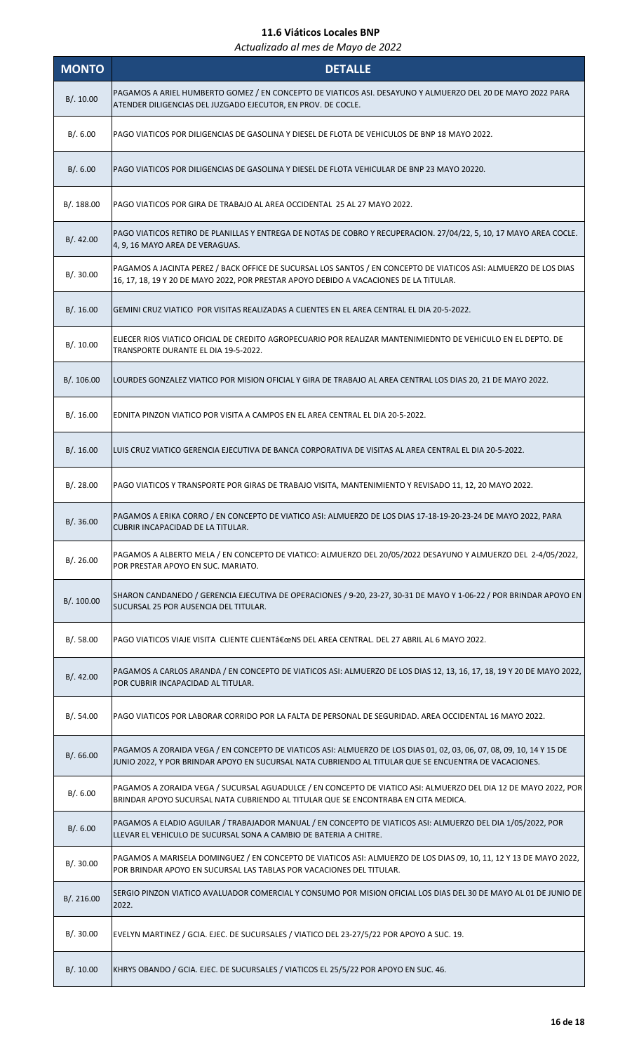# 11.6 Viáticos Locales BNP

*Actualizado al mes de Mayo de 2022*

| MONTO | DETALLE |
|---|---|
| B/. 10.00 | PAGAMOS A ARIEL HUMBERTO GOMEZ / EN CONCEPTO DE VIATICOS ASI. DESAYUNO Y ALMUERZO DEL 20 DE MAYO 2022 PARA ATENDER DILIGENCIAS DEL JUZGADO EJECUTOR, EN PROV. DE COCLE. |
| B/. 6.00 | PAGO VIATICOS POR DILIGENCIAS DE GASOLINA Y DIESEL DE FLOTA DE VEHICULOS DE BNP 18 MAYO 2022. |
| B/. 6.00 | PAGO VIATICOS POR DILIGENCIAS DE GASOLINA Y DIESEL DE FLOTA VEHICULAR DE BNP 23 MAYO 20220. |
| B/. 188.00 | PAGO VIATICOS POR GIRA DE TRABAJO AL AREA OCCIDENTAL 25 AL 27 MAYO 2022. |
| B/. 42.00 | PAGO VIATICOS RETIRO DE PLANILLAS Y ENTREGA DE NOTAS DE COBRO Y RECUPERACION. 27/04/22, 5, 10, 17 MAYO AREA COCLE. 4, 9, 16 MAYO AREA DE VERAGUAS. |
| B/. 30.00 | PAGAMOS A JACINTA PEREZ / BACK OFFICE DE SUCURSAL LOS SANTOS / EN CONCEPTO DE VIATICOS ASI: ALMUERZO DE LOS DIAS 16, 17, 18, 19 Y 20 DE MAYO 2022, POR PRESTAR APOYO DEBIDO A VACACIONES DE LA TITULAR. |
| B/. 16.00 | GEMINI CRUZ VIATICO POR VISITAS REALIZADAS A CLIENTES EN EL AREA CENTRAL EL DIA 20-5-2022. |
| B/. 10.00 | ELIECER RIOS VIATICO OFICIAL DE CREDITO AGROPECUARIO POR REALIZAR MANTENIMIEDNTO DE VEHICULO EN EL DEPTO. DE TRANSPORTE DURANTE EL DIA 19-5-2022. |
| B/. 106.00 | LOURDES GONZALEZ VIATICO POR MISION OFICIAL Y GIRA DE TRABAJO AL AREA CENTRAL LOS DIAS 20, 21 DE MAYO 2022. |
| B/. 16.00 | EDNITA PINZON VIATICO POR VISITA A CAMPOS EN EL AREA CENTRAL EL DIA 20-5-2022. |
| B/. 16.00 | LUIS CRUZ VIATICO GERENCIA EJECUTIVA DE BANCA CORPORATIVA DE VISITAS AL AREA CENTRAL EL DIA 20-5-2022. |
| B/. 28.00 | PAGO VIATICOS Y TRANSPORTE POR GIRAS DE TRABAJO VISITA, MANTENIMIENTO Y REVISADO 11, 12, 20 MAYO 2022. |
| B/. 36.00 | PAGAMOS A ERIKA CORRO / EN CONCEPTO DE VIATICO ASI: ALMUERZO DE LOS DIAS 17-18-19-20-23-24 DE MAYO 2022, PARA CUBRIR INCAPACIDAD DE LA TITULAR. |
| B/. 26.00 | PAGAMOS A ALBERTO MELA / EN CONCEPTO DE VIATICO: ALMUERZO DEL 20/05/2022 DESAYUNO Y ALMUERZO DEL 2-4/05/2022, POR PRESTAR APOYO EN SUC. MARIATO. |
| B/. 100.00 | SHARON CANDANEDO / GERENCIA EJECUTIVA DE OPERACIONES / 9-20, 23-27, 30-31 DE MAYO Y 1-06-22 / POR BRINDAR APOYO EN SUCURSAL 25 POR AUSENCIA DEL TITULAR. |
| B/. 58.00 | PAGO VIATICOS VIAJE VISITA CLIENTE CLIENTâ€œNS DEL AREA CENTRAL. DEL 27 ABRIL AL 6 MAYO 2022. |
| B/. 42.00 | PAGAMOS A CARLOS ARANDA / EN CONCEPTO DE VIATICOS ASI: ALMUERZO DE LOS DIAS 12, 13, 16, 17, 18, 19 Y 20 DE MAYO 2022, POR CUBRIR INCAPACIDAD AL TITULAR. |
| B/. 54.00 | PAGO VIATICOS POR LABORAR CORRIDO POR LA FALTA DE PERSONAL DE SEGURIDAD. AREA OCCIDENTAL 16 MAYO 2022. |
| B/. 66.00 | PAGAMOS A ZORAIDA VEGA / EN CONCEPTO DE VIATICOS ASI: ALMUERZO DE LOS DIAS 01, 02, 03, 06, 07, 08, 09, 10, 14 Y 15 DE JUNIO 2022, Y POR BRINDAR APOYO EN SUCURSAL NATA CUBRIENDO AL TITULAR QUE SE ENCUENTRA DE VACACIONES. |
| B/. 6.00 | PAGAMOS A ZORAIDA VEGA / SUCURSAL AGUADULCE / EN CONCEPTO DE VIATICO ASI: ALMUERZO DEL DIA 12 DE MAYO 2022, POR BRINDAR APOYO SUCURSAL NATA CUBRIENDO AL TITULAR QUE SE ENCONTRABA EN CITA MEDICA. |
| B/. 6.00 | PAGAMOS A ELADIO AGUILAR / TRABAJADOR MANUAL / EN CONCEPTO DE VIATICOS ASI: ALMUERZO DEL DIA 1/05/2022, POR LLEVAR EL VEHICULO DE SUCURSAL SONA A CAMBIO DE BATERIA A CHITRE. |
| B/. 30.00 | PAGAMOS A MARISELA DOMINGUEZ / EN CONCEPTO DE VIATICOS ASI: ALMUERZO DE LOS DIAS 09, 10, 11, 12 Y 13 DE MAYO 2022, POR BRINDAR APOYO EN SUCURSAL LAS TABLAS POR VACACIONES DEL TITULAR. |
| B/. 216.00 | SERGIO PINZON VIATICO AVALUADOR COMERCIAL Y CONSUMO POR MISION OFICIAL LOS DIAS DEL 30 DE MAYO AL 01 DE JUNIO DE 2022. |
| B/. 30.00 | EVELYN MARTINEZ / GCIA. EJEC. DE SUCURSALES / VIATICO DEL 23-27/5/22 POR APOYO A SUC. 19. |
| B/. 10.00 | KHRYS OBANDO / GCIA. EJEC. DE SUCURSALES / VIATICOS EL 25/5/22 POR APOYO EN SUC. 46. |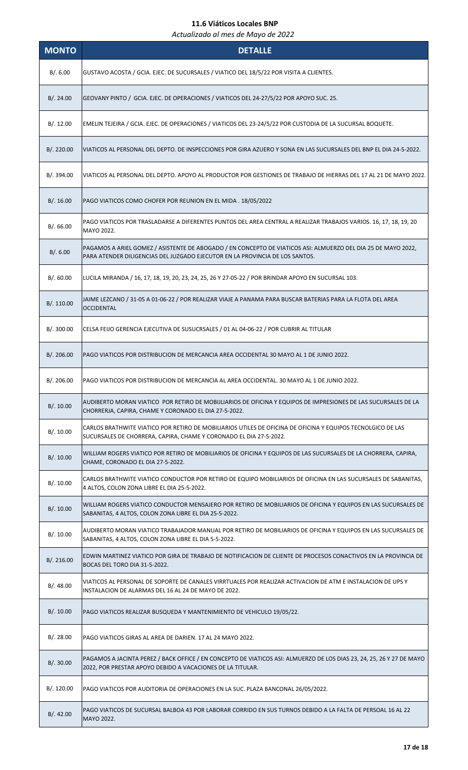# 11.6 Viáticos Locales BNP

*Actualizado al mes de Mayo de 2022*

| MONTO | DETALLE |
|---|---|
| B/. 6.00 | GUSTAVO ACOSTA / GCIA. EJEC. DE SUCURSALES / VIATICO DEL 18/5/22 POR VISITA A CLIENTES. |
| B/. 24.00 | GEOVANY PINTO / GCIA. EJEC. DE OPERACIONES / VIATICOS DEL 24-27/5/22 POR APOYO SUC. 25. |
| B/. 12.00 | EMELIN TEJEIRA / GCIA. EJEC. DE OPERACIONES / VIATICOS DEL 23-24/5/22 POR CUSTODIA DE LA SUCURSAL BOQUETE. |
| B/. 220.00 | VIATICOS AL PERSONAL DEL DEPTO. DE INSPECCIONES POR GIRA AZUERO Y SONA EN LAS SUCURSALES DEL BNP EL DIA 24-5-2022. |
| B/. 394.00 | VIATICOS AL PERSONAL DEL DEPTO. APOYO AL PRODUCTOR POR GESTIONES DE TRABAJO DE HIERRAS DEL 17 AL 21 DE MAYO 2022. |
| B/. 16.00 | PAGO VIATICOS COMO CHOFER POR REUNION EN EL MIDA . 18/05/2022 |
| B/. 66.00 | PAGO VIATICOS POR TRASLADARSE A DIFERENTES PUNTOS DEL AREA CENTRAL A REALIZAR TRABAJOS VARIOS. 16, 17, 18, 19, 20 MAYO 2022. |
| B/. 6.00 | PAGAMOS A ARIEL GOMEZ / ASISTENTE DE ABOGADO / EN CONCEPTO DE VIATICOS ASI: ALMUERZO DEL DIA 25 DE MAYO 2022, PARA ATENDER DILIGENCIAS DEL JUZGADO EJECUTOR EN LA PROVINCIA DE LOS SANTOS. |
| B/. 60.00 | LUCILA MIRANDA / 16, 17, 18, 19, 20, 23, 24, 25, 26 Y 27-05-22 / POR BRINDAR APOYO EN SUCURSAL 103. |
| B/. 110.00 | JAIME LEZCANO / 31-05 A 01-06-22 / POR REALIZAR VIAJE A PANAMA PARA BUSCAR BATERIAS PARA LA FLOTA DEL AREA OCCIDENTAL |
| B/. 300.00 | CELSA FEIJO GERENCIA EJECUTIVA DE SUSUCRSALES / 01 AL 04-06-22 / POR CUBRIR AL TITULAR |
| B/. 206.00 | PAGO VIATICOS POR DISTRIBUCION DE MERCANCIA AREA OCCIDENTAL 30 MAYO AL 1 DE JUNIO 2022. |
| B/. 206.00 | PAGO VIATICOS POR DISTRIBUCION DE MERCANCIA AL AREA OCCIDENTAL. 30 MAYO AL 1 DE JUNIO 2022. |
| B/. 10.00 | AUDIBERTO MORAN VIATICO POR RETIRO DE MOBIJLIARIOS DE OFICINA Y EQUIPOS DE IMPRESIONES DE LAS SUCURSALES DE LA CHORRERJA, CAPIRA, CHAME Y CORONADO EL DIA 27-5-2022. |
| B/. 10.00 | CARLOS BRATHWITE VIATICO POR RETIRO DE MOBILIARIOS UTILES DE OFICINA DE OFICINA Y EQUIPOS TECNOLGICO DE LAS SUCURSALES DE CHORRERA, CAPIRA, CHAME Y CORONADO EL DIA 27-5-2022. |
| B/. 10.00 | WILLIAM ROGERS VIATICO POR RETIRO DE MOBILIARIOS DE OFICINA Y EQUIPOS DE LAS SUCURSALES DE LA CHORRERA, CAPIRA, CHAME, CORONADO EL DIA 27-5-2022. |
| B/. 10.00 | CARLOS BRATHWITE VIATICO CONDUCTOR POR RETIRO DE EQUIPO MOBILIARIOS DE OFICINA EN LAS SUCURSALES DE SABANITAS, 4 ALTOS, COLON ZONA LIBRE EL DIA 25-5-2022. |
| B/. 10.00 | WILLIAM ROGERS VIATICO CONDUCTOR MENSAJERO POR RETIRO DE MOBILIARIOS DE OFICINA Y EQUIPOS EN LAS SUCURSALES DE SABANITAS, 4 ALTOS, COLON ZONA LIBRE EL DIA 25-5-2022. |
| B/. 10.00 | AUDIBERTO MORAN VIATICO TRABAJADOR MANUAL POR RETIRO DE MOBILIARIOS DE OFICINA Y EQUIPOS EN LAS SUCURSALES DE SABANITAS, 4 ALTOS, COLON ZONA LIBRE EL DIA 5-5-2022. |
| B/. 216.00 | EDWIN MARTINEZ VIATICO POR GIRA DE TRABAJO DE NOTIFICACION DE CLIENTE DE PROCESOS CONACTIVOS EN LA PROVINCIA DE BOCAS DEL TORO DIA 31-5-2022. |
| B/. 48.00 | VIATICOS AL PERSONAL DE SOPORTE DE CANALES VIRRTUALES POR REALIZAR ACTIVACION DE ATM E INSTALACION DE UPS Y INSTALACION DE ALARMAS DEL 16 AL 24 DE MAYO DE 2022. |
| B/. 10.00 | PAGO VIATICOS REALIZAR BUSQUEDA Y MANTENIMIENTO DE VEHICULO 19/05/22. |
| B/. 28.00 | PAGO VIATICOS GIRAS AL AREA DE DARIEN. 17 AL 24 MAYO 2022. |
| B/. 30.00 | PAGAMOS A JACINTA PEREZ / BACK OFFICE / EN CONCEPTO DE VIATICOS ASI: ALMUERZO DE LOS DIAS 23, 24, 25, 26 Y 27 DE MAYO 2022, POR PRESTAR APOYO DEBIDO A VACACIONES DE LA TITULAR. |
| B/. 120.00 | PAGO VIATICOS POR AUDITORIA DE OPERACIONES EN LA SUC. PLAZA BANCONAL 26/05/2022. |
| B/. 42.00 | PAGO VIATICOS DE SUCURSAL BALBOA 43 POR LABORAR CORRIDO EN SUS TURNOS DEBIDO A LA FALTA DE PERSOAL 16 AL 22 MAYO 2022. |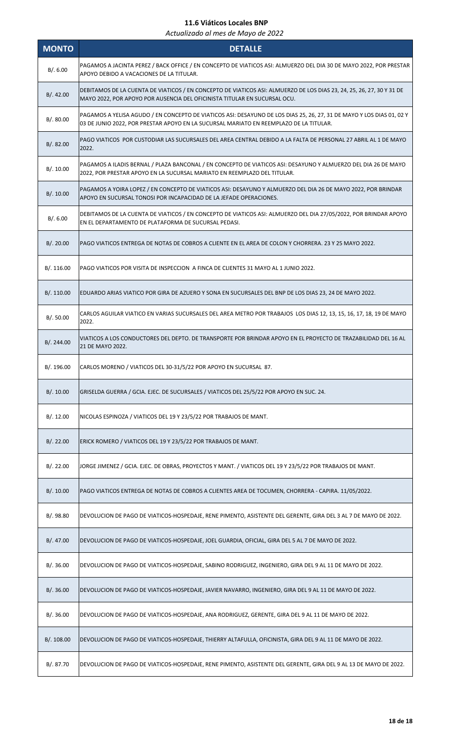# 11.6 Viáticos Locales BNP

*Actualizado al mes de Mayo de 2022*

| MONTO | DETALLE |
|---|---|
| B/. 6.00 | PAGAMOS A JACINTA PEREZ / BACK OFFICE / EN CONCEPTO DE VIATICOS ASI: ALMUERZO DEL DIA 30 DE MAYO 2022, POR PRESTAR APOYO DEBIDO A VACACIONES DE LA TITULAR. |
| B/. 42.00 | DEBITAMOS DE LA CUENTA DE VIATICOS / EN CONCEPTO DE VIATICOS ASI: ALMUERZO DE LOS DIAS 23, 24, 25, 26, 27, 30 Y 31 DE MAYO 2022, POR APOYO POR AUSENCIA DEL OFICINISTA TITULAR EN SUCURSAL OCU. |
| B/. 80.00 | PAGAMOS A YELISA AGUDO / EN CONCEPTO DE VIATICOS ASI: DESAYUNO DE LOS DIAS 25, 26, 27, 31 DE MAYO Y LOS DIAS 01, 02 Y 03 DE JUNIO 2022, POR PRESTAR APOYO EN LA SUCURSAL MARIATO EN REEMPLAZO DE LA TITULAR. |
| B/. 82.00 | PAGO VIATICOS POR CUSTODIAR LAS SUCURSALES DEL AREA CENTRAL DEBIDO A LA FALTA DE PERSONAL 27 ABRIL AL 1 DE MAYO 2022. |
| B/. 10.00 | PAGAMOS A ILADIS BERNAL / PLAZA BANCONAL / EN CONCEPTO DE VIATICOS ASI: DESAYUNO Y ALMUERZO DEL DIA 26 DE MAYO 2022, POR PRESTAR APOYO EN LA SUCURSAL MARIATO EN REEMPLAZO DEL TITULAR. |
| B/. 10.00 | PAGAMOS A YOIRA LOPEZ / EN CONCEPTO DE VIATICOS ASI: DESAYUNO Y ALMUERZO DEL DIA 26 DE MAYO 2022, POR BRINDAR APOYO EN SUCURSAL TONOSI POR INCAPACIDAD DE LA JEFADE OPERACIONES. |
| B/. 6.00 | DEBITAMOS DE LA CUENTA DE VIATICOS / EN CONCEPTO DE VIATICOS ASI: ALMUERZO DEL DIA 27/05/2022, POR BRINDAR APOYO EN EL DEPARTAMENTO DE PLATAFORMA DE SUCURSAL PEDASI. |
| B/. 20.00 | PAGO VIATICOS ENTREGA DE NOTAS DE COBROS A CLIENTE EN EL AREA DE COLON Y CHORRERA. 23 Y 25 MAYO 2022. |
| B/. 116.00 | PAGO VIATICOS POR VISITA DE INSPECCION A FINCA DE CLIENTES 31 MAYO AL 1 JUNIO 2022. |
| B/. 110.00 | EDUARDO ARIAS VIATICO POR GIRA DE AZUERO Y SONA EN SUCURSALES DEL BNP DE LOS DIAS 23, 24 DE MAYO 2022. |
| B/. 50.00 | CARLOS AGUILAR VIATICO EN VARIAS SUCURSALES DEL AREA METRO POR TRABAJOS LOS DIAS 12, 13, 15, 16, 17, 18, 19 DE MAYO 2022. |
| B/. 244.00 | VIATICOS A LOS CONDUCTORES DEL DEPTO. DE TRANSPORTE POR BRINDAR APOYO EN EL PROYECTO DE TRAZABILIDAD DEL 16 AL 21 DE MAYO 2022. |
| B/. 196.00 | CARLOS MORENO / VIATICOS DEL 30-31/5/22 POR APOYO EN SUCURSAL 87. |
| B/. 10.00 | GRISELDA GUERRA / GCIA. EJEC. DE SUCURSALES / VIATICOS DEL 25/5/22 POR APOYO EN SUC. 24. |
| B/. 12.00 | NICOLAS ESPINOZA / VIATICOS DEL 19 Y 23/5/22 POR TRABAJOS DE MANT. |
| B/. 22.00 | ERICK ROMERO / VIATICOS DEL 19 Y 23/5/22 POR TRABAJOS DE MANT. |
| B/. 22.00 | JORGE JIMENEZ / GCIA. EJEC. DE OBRAS, PROYECTOS Y MANT. / VIATICOS DEL 19 Y 23/5/22 POR TRABAJOS DE MANT. |
| B/. 10.00 | PAGO VIATICOS ENTREGA DE NOTAS DE COBROS A CLIENTES AREA DE TOCUMEN, CHORRERA - CAPIRA. 11/05/2022. |
| B/. 98.80 | DEVOLUCION DE PAGO DE VIATICOS-HOSPEDAJE, RENE PIMENTO, ASISTENTE DEL GERENTE, GIRA DEL 3 AL 7 DE MAYO DE 2022. |
| B/. 47.00 | DEVOLUCION DE PAGO DE VIATICOS-HOSPEDAJE, JOEL GUARDIA, OFICIAL, GIRA DEL 5 AL 7 DE MAYO DE 2022. |
| B/. 36.00 | DEVOLUCION DE PAGO DE VIATICOS-HOSPEDAJE, SABINO RODRIGUEZ, INGENIERO, GIRA DEL 9 AL 11 DE MAYO DE 2022. |
| B/. 36.00 | DEVOLUCION DE PAGO DE VIATICOS-HOSPEDAJE, JAVIER NAVARRO, INGENIERO, GIRA DEL 9 AL 11 DE MAYO DE 2022. |
| B/. 36.00 | DEVOLUCION DE PAGO DE VIATICOS-HOSPEDAJE, ANA RODRIGUEZ, GERENTE, GIRA DEL 9 AL 11 DE MAYO DE 2022. |
| B/. 108.00 | DEVOLUCION DE PAGO DE VIATICOS-HOSPEDAJE, THIERRY ALTAFULLA, OFICINISTA, GIRA DEL 9 AL 11 DE MAYO DE 2022. |
| B/. 87.70 | DEVOLUCION DE PAGO DE VIATICOS-HOSPEDAJE, RENE PIMENTO, ASISTENTE DEL GERENTE, GIRA DEL 9 AL 13 DE MAYO DE 2022. |